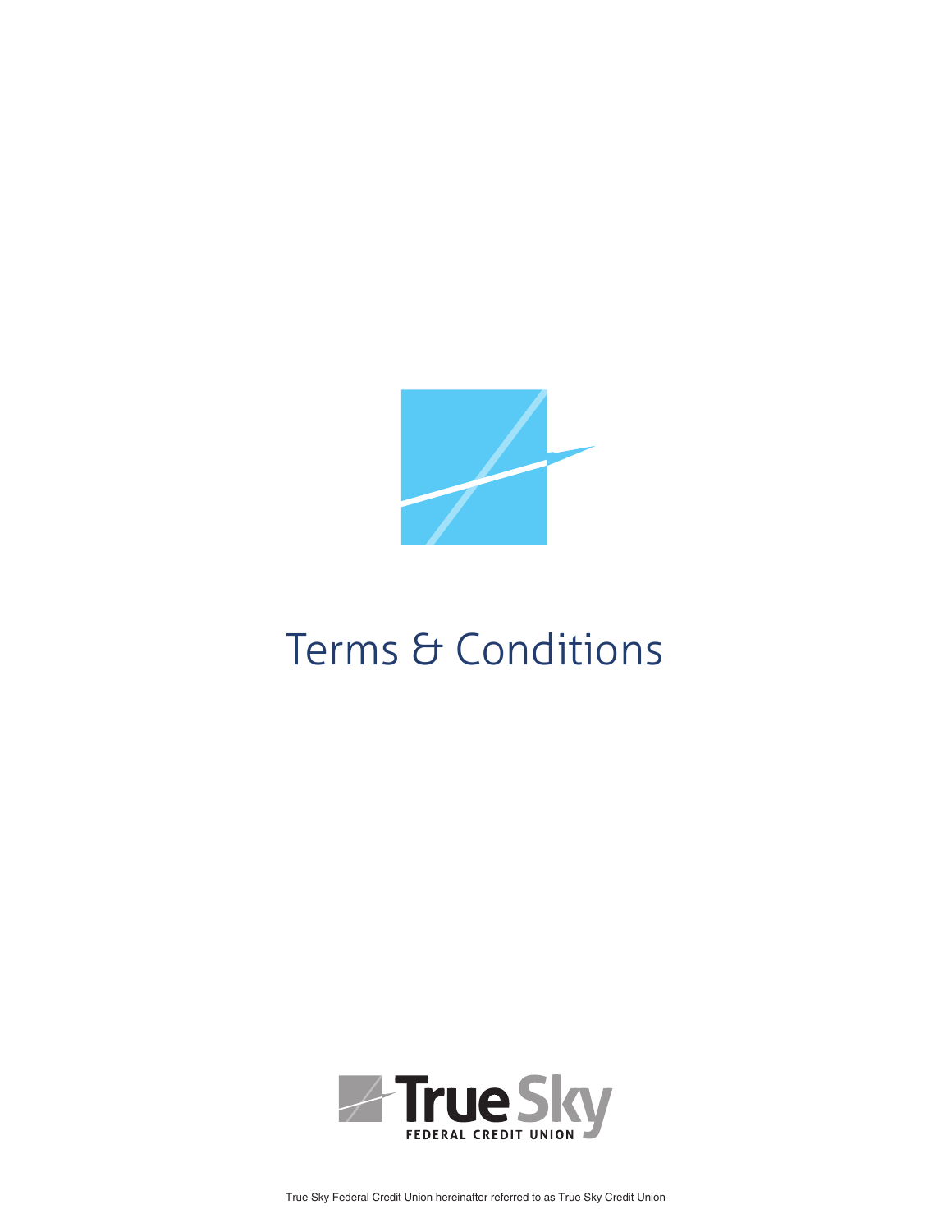# Terms & Conditions

True Sky
FEDERAL CREDIT UNION

True Sky Federal Credit Union hereinafter referred to as True Sky Credit Union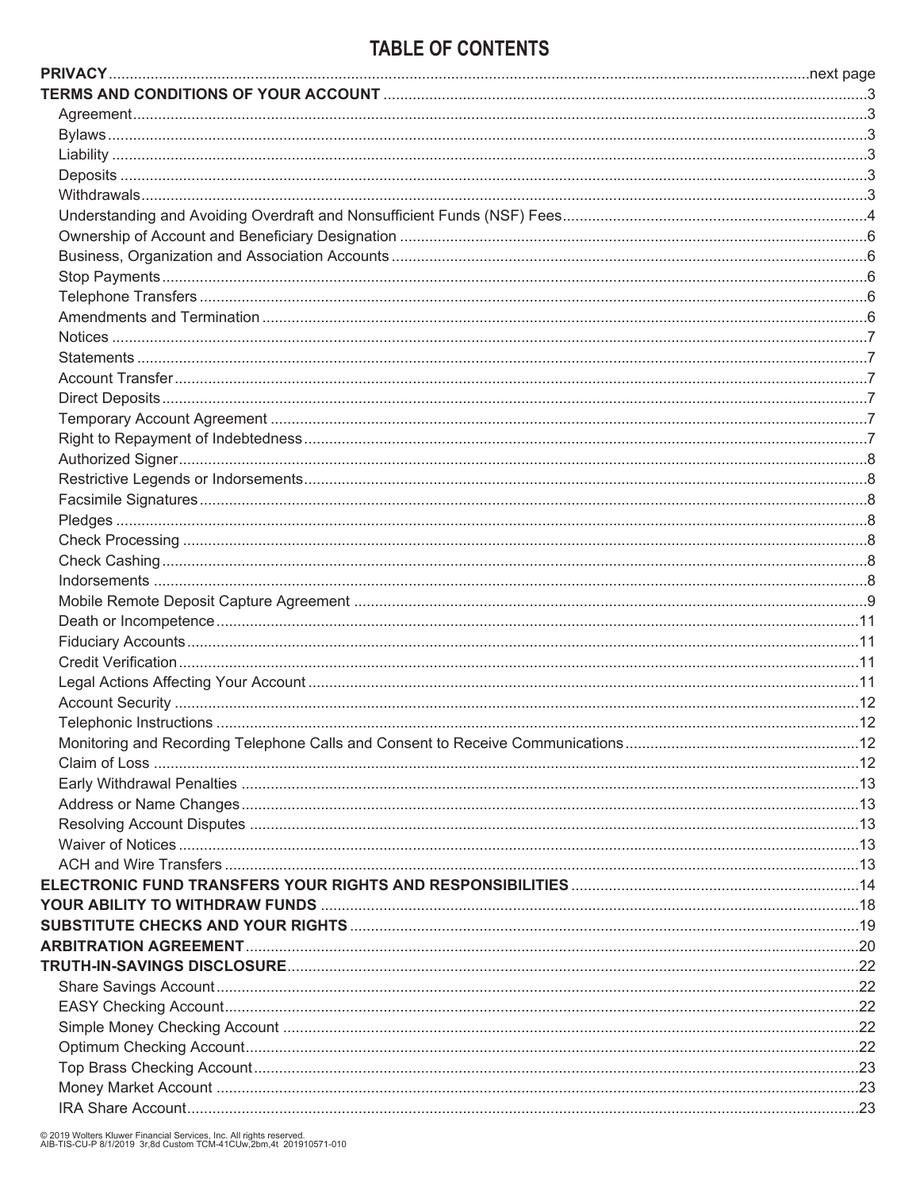# TABLE OF CONTENTS

| | |
|---|---|
| **PRIVACY** | next page |
| **TERMS AND CONDITIONS OF YOUR ACCOUNT** | 3 |
| Agreement | 3 |
| Bylaws | 3 |
| Liability | 3 |
| Deposits | 3 |
| Withdrawals | 3 |
| Understanding and Avoiding Overdraft and Nonsufficient Funds (NSF) Fees | 4 |
| Ownership of Account and Beneficiary Designation | 6 |
| Business, Organization and Association Accounts | 6 |
| Stop Payments | 6 |
| Telephone Transfers | 6 |
| Amendments and Termination | 6 |
| Notices | 7 |
| Statements | 7 |
| Account Transfer | 7 |
| Direct Deposits | 7 |
| Temporary Account Agreement | 7 |
| Right to Repayment of Indebtedness | 7 |
| Authorized Signer | 8 |
| Restrictive Legends or Indorsements | 8 |
| Facsimile Signatures | 8 |
| Pledges | 8 |
| Check Processing | 8 |
| Check Cashing | 8 |
| Indorsements | 8 |
| Mobile Remote Deposit Capture Agreement | 9 |
| Death or Incompetence | 11 |
| Fiduciary Accounts | 11 |
| Credit Verification | 11 |
| Legal Actions Affecting Your Account | 11 |
| Account Security | 12 |
| Telephonic Instructions | 12 |
| Monitoring and Recording Telephone Calls and Consent to Receive Communications | 12 |
| Claim of Loss | 12 |
| Early Withdrawal Penalties | 13 |
| Address or Name Changes | 13 |
| Resolving Account Disputes | 13 |
| Waiver of Notices | 13 |
| ACH and Wire Transfers | 13 |
| **ELECTRONIC FUND TRANSFERS YOUR RIGHTS AND RESPONSIBILITIES** | 14 |
| **YOUR ABILITY TO WITHDRAW FUNDS** | 18 |
| **SUBSTITUTE CHECKS AND YOUR RIGHTS** | 19 |
| **ARBITRATION AGREEMENT** | 20 |
| **TRUTH-IN-SAVINGS DISCLOSURE** | 22 |
| Share Savings Account | 22 |
| EASY Checking Account | 22 |
| Simple Money Checking Account | 22 |
| Optimum Checking Account | 22 |
| Top Brass Checking Account | 23 |
| Money Market Account | 23 |
| IRA Share Account | 23 |

© 2019 Wolters Kluwer Financial Services, Inc. All rights reserved.
AIB-TIS-CU-P 8/1/2019 3r,8d Custom TCM-41CUw,2bm,4t 201910571-010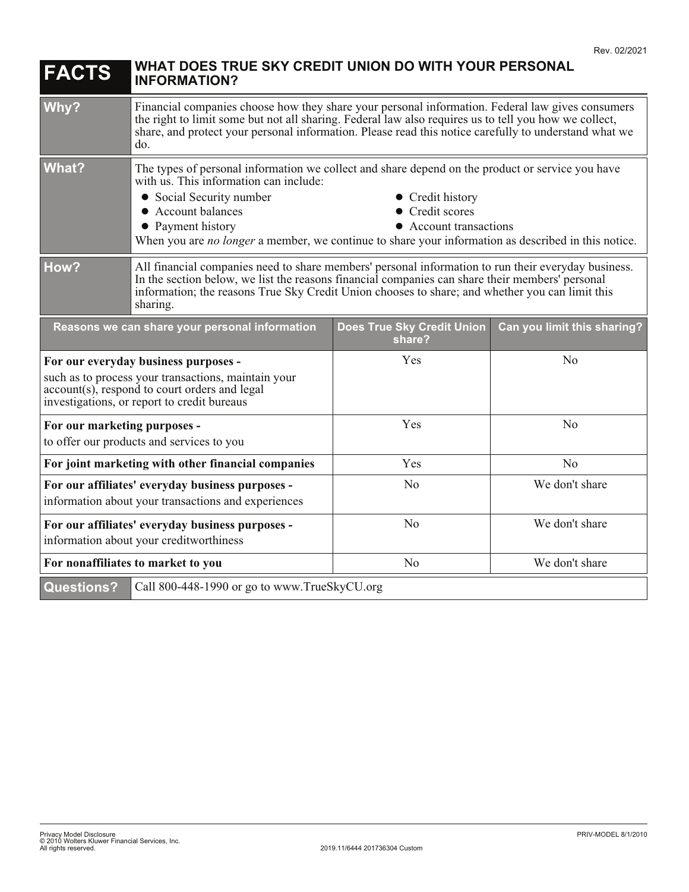Rev. 02/2021

# FACTS — WHAT DOES TRUE SKY CREDIT UNION DO WITH YOUR PERSONAL INFORMATION?

| | |
|---|---|
| **Why?** | Financial companies choose how they share your personal information. Federal law gives consumers the right to limit some but not all sharing. Federal law also requires us to tell you how we collect, share, and protect your personal information. Please read this notice carefully to understand what we do. |
| **What?** | The types of personal information we collect and share depend on the product or service you have with us. This information can include:<br>• Social Security number<br>• Account balances<br>• Payment history<br>• Credit history<br>• Credit scores<br>• Account transactions<br>When you are *no longer* a member, we continue to share your information as described in this notice. |
| **How?** | All financial companies need to share members' personal information to run their everyday business. In the section below, we list the reasons financial companies can share their members' personal information; the reasons True Sky Credit Union chooses to share; and whether you can limit this sharing. |

| Reasons we can share your personal information | Does True Sky Credit Union share? | Can you limit this sharing? |
|---|---|---|
| **For our everyday business purposes -** such as to process your transactions, maintain your account(s), respond to court orders and legal investigations, or report to credit bureaus | Yes | No |
| **For our marketing purposes -** to offer our products and services to you | Yes | No |
| **For joint marketing with other financial companies** | Yes | No |
| **For our affiliates' everyday business purposes -** information about your transactions and experiences | No | We don't share |
| **For our affiliates' everyday business purposes -** information about your creditworthiness | No | We don't share |
| **For nonaffiliates to market to you** | No | We don't share |

| | |
|---|---|
| **Questions?** | Call 800-448-1990 or go to www.TrueSkyCU.org |

Privacy Model Disclosure
© 2010 Wolters Kluwer Financial Services, Inc.
All rights reserved.

2019.11/6444 201736304 Custom

PRIV-MODEL 8/1/2010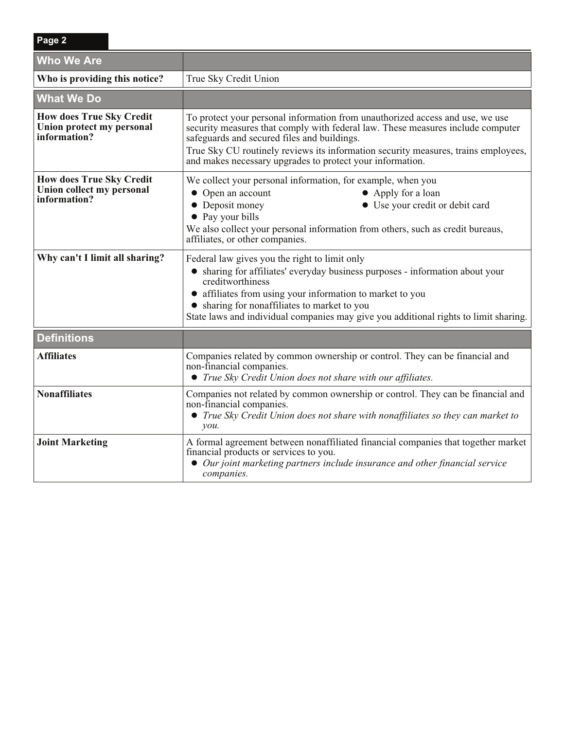| Who We Are | |
|---|---|
| **Who is providing this notice?** | True Sky Credit Union |

| What We Do | |
|---|---|
| **How does True Sky Credit Union protect my personal information?** | To protect your personal information from unauthorized access and use, we use security measures that comply with federal law. These measures include computer safeguards and secured files and buildings.<br>True Sky CU routinely reviews its information security measures, trains employees, and makes necessary upgrades to protect your information. |
| **How does True Sky Credit Union collect my personal information?** | We collect your personal information, for example, when you<br>• Open an account<br>• Apply for a loan<br>• Deposit money<br>• Use your credit or debit card<br>• Pay your bills<br>We also collect your personal information from others, such as credit bureaus, affiliates, or other companies. |
| **Why can't I limit all sharing?** | Federal law gives you the right to limit only<br>• sharing for affiliates' everyday business purposes - information about your creditworthiness<br>• affiliates from using your information to market to you<br>• sharing for nonaffiliates to market to you<br>State laws and individual companies may give you additional rights to limit sharing. |

| Definitions | |
|---|---|
| **Affiliates** | Companies related by common ownership or control. They can be financial and non-financial companies.<br>• *True Sky Credit Union does not share with our affiliates.* |
| **Nonaffiliates** | Companies not related by common ownership or control. They can be financial and non-financial companies.<br>• *True Sky Credit Union does not share with nonaffiliates so they can market to you.* |
| **Joint Marketing** | A formal agreement between nonaffiliated financial companies that together market financial products or services to you.<br>• *Our joint marketing partners include insurance and other financial service companies.* |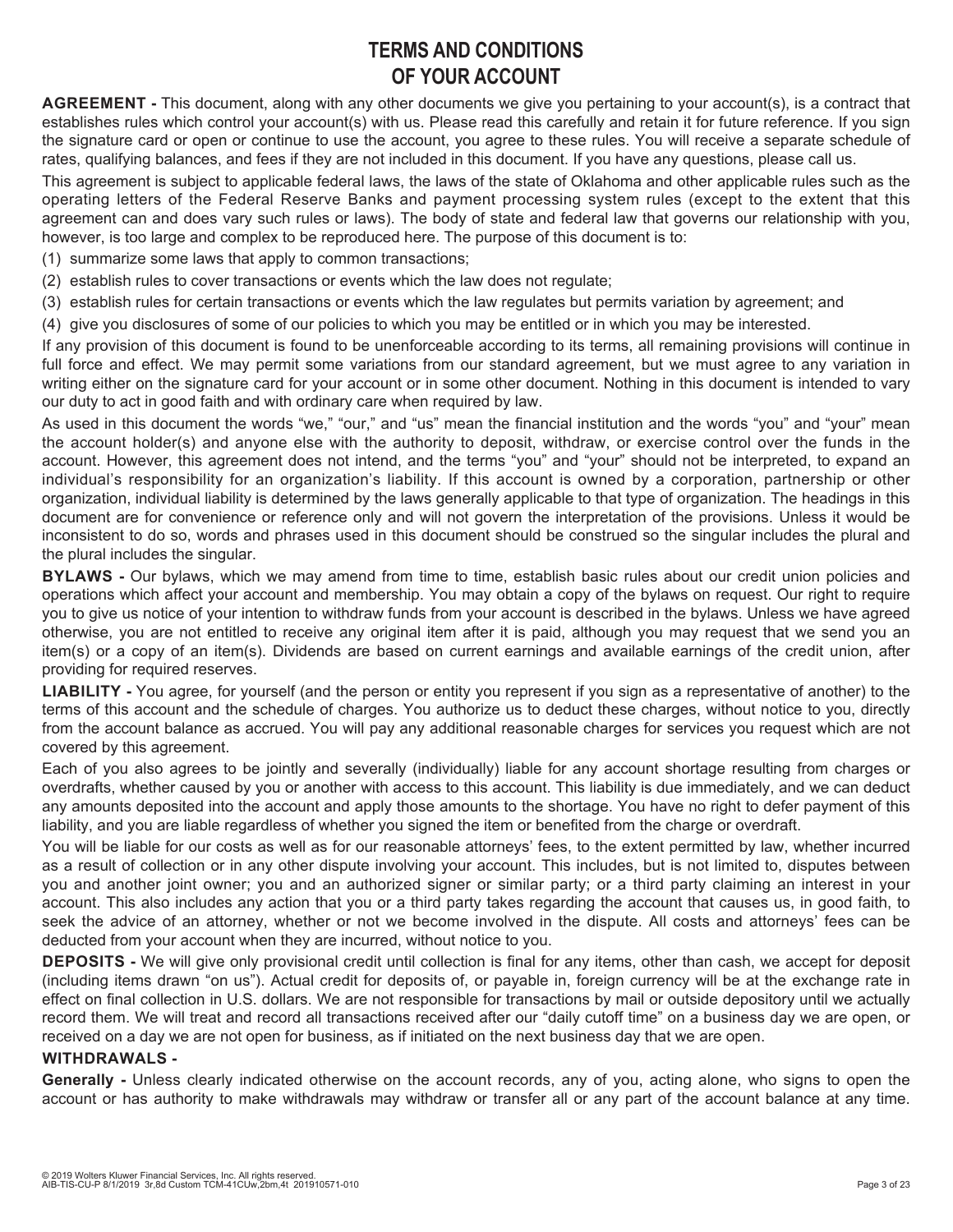# TERMS AND CONDITIONS OF YOUR ACCOUNT

**AGREEMENT -** This document, along with any other documents we give you pertaining to your account(s), is a contract that establishes rules which control your account(s) with us. Please read this carefully and retain it for future reference. If you sign the signature card or open or continue to use the account, you agree to these rules. You will receive a separate schedule of rates, qualifying balances, and fees if they are not included in this document. If you have any questions, please call us.

This agreement is subject to applicable federal laws, the laws of the state of Oklahoma and other applicable rules such as the operating letters of the Federal Reserve Banks and payment processing system rules (except to the extent that this agreement can and does vary such rules or laws). The body of state and federal law that governs our relationship with you, however, is too large and complex to be reproduced here. The purpose of this document is to:

(1) summarize some laws that apply to common transactions;

(2) establish rules to cover transactions or events which the law does not regulate;

(3) establish rules for certain transactions or events which the law regulates but permits variation by agreement; and

(4) give you disclosures of some of our policies to which you may be entitled or in which you may be interested.

If any provision of this document is found to be unenforceable according to its terms, all remaining provisions will continue in full force and effect. We may permit some variations from our standard agreement, but we must agree to any variation in writing either on the signature card for your account or in some other document. Nothing in this document is intended to vary our duty to act in good faith and with ordinary care when required by law.

As used in this document the words "we," "our," and "us" mean the financial institution and the words "you" and "your" mean the account holder(s) and anyone else with the authority to deposit, withdraw, or exercise control over the funds in the account. However, this agreement does not intend, and the terms "you" and "your" should not be interpreted, to expand an individual's responsibility for an organization's liability. If this account is owned by a corporation, partnership or other organization, individual liability is determined by the laws generally applicable to that type of organization. The headings in this document are for convenience or reference only and will not govern the interpretation of the provisions. Unless it would be inconsistent to do so, words and phrases used in this document should be construed so the singular includes the plural and the plural includes the singular.

**BYLAWS -** Our bylaws, which we may amend from time to time, establish basic rules about our credit union policies and operations which affect your account and membership. You may obtain a copy of the bylaws on request. Our right to require you to give us notice of your intention to withdraw funds from your account is described in the bylaws. Unless we have agreed otherwise, you are not entitled to receive any original item after it is paid, although you may request that we send you an item(s) or a copy of an item(s). Dividends are based on current earnings and available earnings of the credit union, after providing for required reserves.

**LIABILITY -** You agree, for yourself (and the person or entity you represent if you sign as a representative of another) to the terms of this account and the schedule of charges. You authorize us to deduct these charges, without notice to you, directly from the account balance as accrued. You will pay any additional reasonable charges for services you request which are not covered by this agreement.

Each of you also agrees to be jointly and severally (individually) liable for any account shortage resulting from charges or overdrafts, whether caused by you or another with access to this account. This liability is due immediately, and we can deduct any amounts deposited into the account and apply those amounts to the shortage. You have no right to defer payment of this liability, and you are liable regardless of whether you signed the item or benefited from the charge or overdraft.

You will be liable for our costs as well as for our reasonable attorneys' fees, to the extent permitted by law, whether incurred as a result of collection or in any other dispute involving your account. This includes, but is not limited to, disputes between you and another joint owner; you and an authorized signer or similar party; or a third party claiming an interest in your account. This also includes any action that you or a third party takes regarding the account that causes us, in good faith, to seek the advice of an attorney, whether or not we become involved in the dispute. All costs and attorneys' fees can be deducted from your account when they are incurred, without notice to you.

**DEPOSITS -** We will give only provisional credit until collection is final for any items, other than cash, we accept for deposit (including items drawn "on us"). Actual credit for deposits of, or payable in, foreign currency will be at the exchange rate in effect on final collection in U.S. dollars. We are not responsible for transactions by mail or outside depository until we actually record them. We will treat and record all transactions received after our "daily cutoff time" on a business day we are open, or received on a day we are not open for business, as if initiated on the next business day that we are open.

**WITHDRAWALS -**

**Generally -** Unless clearly indicated otherwise on the account records, any of you, acting alone, who signs to open the account or has authority to make withdrawals may withdraw or transfer all or any part of the account balance at any time.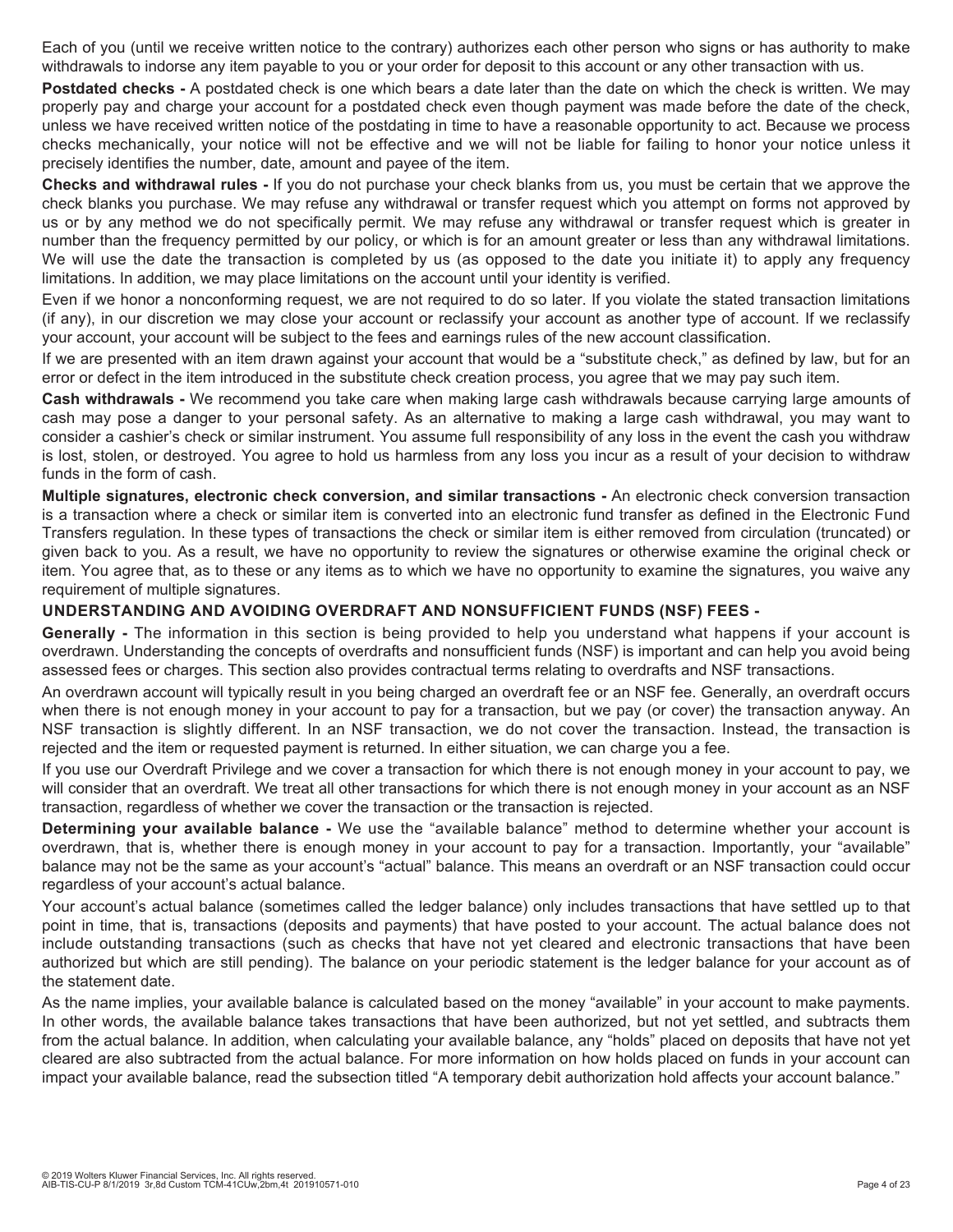Each of you (until we receive written notice to the contrary) authorizes each other person who signs or has authority to make withdrawals to indorse any item payable to you or your order for deposit to this account or any other transaction with us.

**Postdated checks -** A postdated check is one which bears a date later than the date on which the check is written. We may properly pay and charge your account for a postdated check even though payment was made before the date of the check, unless we have received written notice of the postdating in time to have a reasonable opportunity to act. Because we process checks mechanically, your notice will not be effective and we will not be liable for failing to honor your notice unless it precisely identifies the number, date, amount and payee of the item.

**Checks and withdrawal rules -** If you do not purchase your check blanks from us, you must be certain that we approve the check blanks you purchase. We may refuse any withdrawal or transfer request which you attempt on forms not approved by us or by any method we do not specifically permit. We may refuse any withdrawal or transfer request which is greater in number than the frequency permitted by our policy, or which is for an amount greater or less than any withdrawal limitations. We will use the date the transaction is completed by us (as opposed to the date you initiate it) to apply any frequency limitations. In addition, we may place limitations on the account until your identity is verified.

Even if we honor a nonconforming request, we are not required to do so later. If you violate the stated transaction limitations (if any), in our discretion we may close your account or reclassify your account as another type of account. If we reclassify your account, your account will be subject to the fees and earnings rules of the new account classification.

If we are presented with an item drawn against your account that would be a "substitute check," as defined by law, but for an error or defect in the item introduced in the substitute check creation process, you agree that we may pay such item.

**Cash withdrawals -** We recommend you take care when making large cash withdrawals because carrying large amounts of cash may pose a danger to your personal safety. As an alternative to making a large cash withdrawal, you may want to consider a cashier's check or similar instrument. You assume full responsibility of any loss in the event the cash you withdraw is lost, stolen, or destroyed. You agree to hold us harmless from any loss you incur as a result of your decision to withdraw funds in the form of cash.

**Multiple signatures, electronic check conversion, and similar transactions -** An electronic check conversion transaction is a transaction where a check or similar item is converted into an electronic fund transfer as defined in the Electronic Fund Transfers regulation. In these types of transactions the check or similar item is either removed from circulation (truncated) or given back to you. As a result, we have no opportunity to review the signatures or otherwise examine the original check or item. You agree that, as to these or any items as to which we have no opportunity to examine the signatures, you waive any requirement of multiple signatures.

## UNDERSTANDING AND AVOIDING OVERDRAFT AND NONSUFFICIENT FUNDS (NSF) FEES -

**Generally -** The information in this section is being provided to help you understand what happens if your account is overdrawn. Understanding the concepts of overdrafts and nonsufficient funds (NSF) is important and can help you avoid being assessed fees or charges. This section also provides contractual terms relating to overdrafts and NSF transactions.

An overdrawn account will typically result in you being charged an overdraft fee or an NSF fee. Generally, an overdraft occurs when there is not enough money in your account to pay for a transaction, but we pay (or cover) the transaction anyway. An NSF transaction is slightly different. In an NSF transaction, we do not cover the transaction. Instead, the transaction is rejected and the item or requested payment is returned. In either situation, we can charge you a fee.

If you use our Overdraft Privilege and we cover a transaction for which there is not enough money in your account to pay, we will consider that an overdraft. We treat all other transactions for which there is not enough money in your account as an NSF transaction, regardless of whether we cover the transaction or the transaction is rejected.

**Determining your available balance -** We use the "available balance" method to determine whether your account is overdrawn, that is, whether there is enough money in your account to pay for a transaction. Importantly, your "available" balance may not be the same as your account's "actual" balance. This means an overdraft or an NSF transaction could occur regardless of your account's actual balance.

Your account's actual balance (sometimes called the ledger balance) only includes transactions that have settled up to that point in time, that is, transactions (deposits and payments) that have posted to your account. The actual balance does not include outstanding transactions (such as checks that have not yet cleared and electronic transactions that have been authorized but which are still pending). The balance on your periodic statement is the ledger balance for your account as of the statement date.

As the name implies, your available balance is calculated based on the money "available" in your account to make payments. In other words, the available balance takes transactions that have been authorized, but not yet settled, and subtracts them from the actual balance. In addition, when calculating your available balance, any "holds" placed on deposits that have not yet cleared are also subtracted from the actual balance. For more information on how holds placed on funds in your account can impact your available balance, read the subsection titled "A temporary debit authorization hold affects your account balance."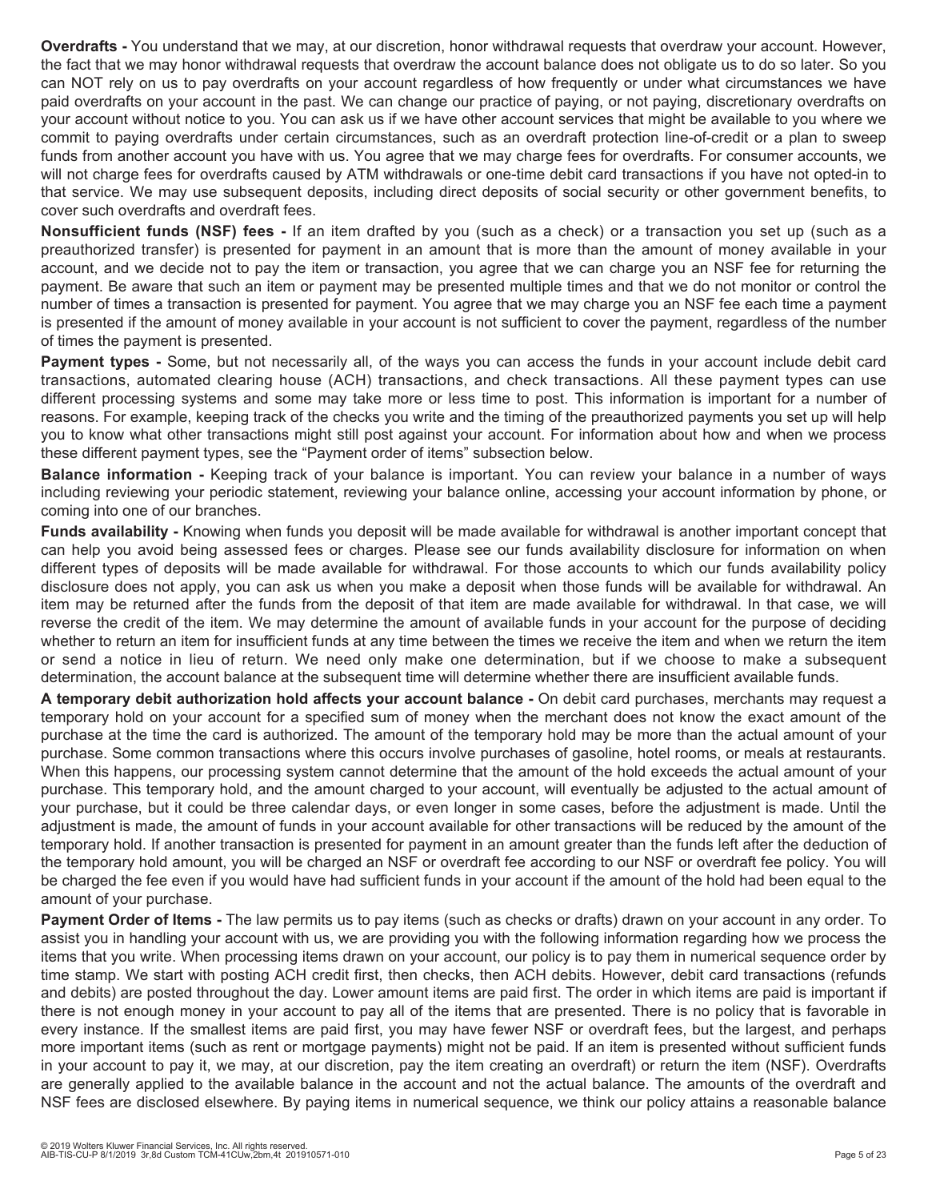**Overdrafts -** You understand that we may, at our discretion, honor withdrawal requests that overdraw your account. However, the fact that we may honor withdrawal requests that overdraw the account balance does not obligate us to do so later. So you can NOT rely on us to pay overdrafts on your account regardless of how frequently or under what circumstances we have paid overdrafts on your account in the past. We can change our practice of paying, or not paying, discretionary overdrafts on your account without notice to you. You can ask us if we have other account services that might be available to you where we commit to paying overdrafts under certain circumstances, such as an overdraft protection line-of-credit or a plan to sweep funds from another account you have with us. You agree that we may charge fees for overdrafts. For consumer accounts, we will not charge fees for overdrafts caused by ATM withdrawals or one-time debit card transactions if you have not opted-in to that service. We may use subsequent deposits, including direct deposits of social security or other government benefits, to cover such overdrafts and overdraft fees.

**Nonsufficient funds (NSF) fees -** If an item drafted by you (such as a check) or a transaction you set up (such as a preauthorized transfer) is presented for payment in an amount that is more than the amount of money available in your account, and we decide not to pay the item or transaction, you agree that we can charge you an NSF fee for returning the payment. Be aware that such an item or payment may be presented multiple times and that we do not monitor or control the number of times a transaction is presented for payment. You agree that we may charge you an NSF fee each time a payment is presented if the amount of money available in your account is not sufficient to cover the payment, regardless of the number of times the payment is presented.

**Payment types -** Some, but not necessarily all, of the ways you can access the funds in your account include debit card transactions, automated clearing house (ACH) transactions, and check transactions. All these payment types can use different processing systems and some may take more or less time to post. This information is important for a number of reasons. For example, keeping track of the checks you write and the timing of the preauthorized payments you set up will help you to know what other transactions might still post against your account. For information about how and when we process these different payment types, see the "Payment order of items" subsection below.

**Balance information -** Keeping track of your balance is important. You can review your balance in a number of ways including reviewing your periodic statement, reviewing your balance online, accessing your account information by phone, or coming into one of our branches.

**Funds availability -** Knowing when funds you deposit will be made available for withdrawal is another important concept that can help you avoid being assessed fees or charges. Please see our funds availability disclosure for information on when different types of deposits will be made available for withdrawal. For those accounts to which our funds availability policy disclosure does not apply, you can ask us when you make a deposit when those funds will be available for withdrawal. An item may be returned after the funds from the deposit of that item are made available for withdrawal. In that case, we will reverse the credit of the item. We may determine the amount of available funds in your account for the purpose of deciding whether to return an item for insufficient funds at any time between the times we receive the item and when we return the item or send a notice in lieu of return. We need only make one determination, but if we choose to make a subsequent determination, the account balance at the subsequent time will determine whether there are insufficient available funds.

**A temporary debit authorization hold affects your account balance -** On debit card purchases, merchants may request a temporary hold on your account for a specified sum of money when the merchant does not know the exact amount of the purchase at the time the card is authorized. The amount of the temporary hold may be more than the actual amount of your purchase. Some common transactions where this occurs involve purchases of gasoline, hotel rooms, or meals at restaurants. When this happens, our processing system cannot determine that the amount of the hold exceeds the actual amount of your purchase. This temporary hold, and the amount charged to your account, will eventually be adjusted to the actual amount of your purchase, but it could be three calendar days, or even longer in some cases, before the adjustment is made. Until the adjustment is made, the amount of funds in your account available for other transactions will be reduced by the amount of the temporary hold. If another transaction is presented for payment in an amount greater than the funds left after the deduction of the temporary hold amount, you will be charged an NSF or overdraft fee according to our NSF or overdraft fee policy. You will be charged the fee even if you would have had sufficient funds in your account if the amount of the hold had been equal to the amount of your purchase.

**Payment Order of Items -** The law permits us to pay items (such as checks or drafts) drawn on your account in any order. To assist you in handling your account with us, we are providing you with the following information regarding how we process the items that you write. When processing items drawn on your account, our policy is to pay them in numerical sequence order by time stamp. We start with posting ACH credit first, then checks, then ACH debits. However, debit card transactions (refunds and debits) are posted throughout the day. Lower amount items are paid first. The order in which items are paid is important if there is not enough money in your account to pay all of the items that are presented. There is no policy that is favorable in every instance. If the smallest items are paid first, you may have fewer NSF or overdraft fees, but the largest, and perhaps more important items (such as rent or mortgage payments) might not be paid. If an item is presented without sufficient funds in your account to pay it, we may, at our discretion, pay the item creating an overdraft) or return the item (NSF). Overdrafts are generally applied to the available balance in the account and not the actual balance. The amounts of the overdraft and NSF fees are disclosed elsewhere. By paying items in numerical sequence, we think our policy attains a reasonable balance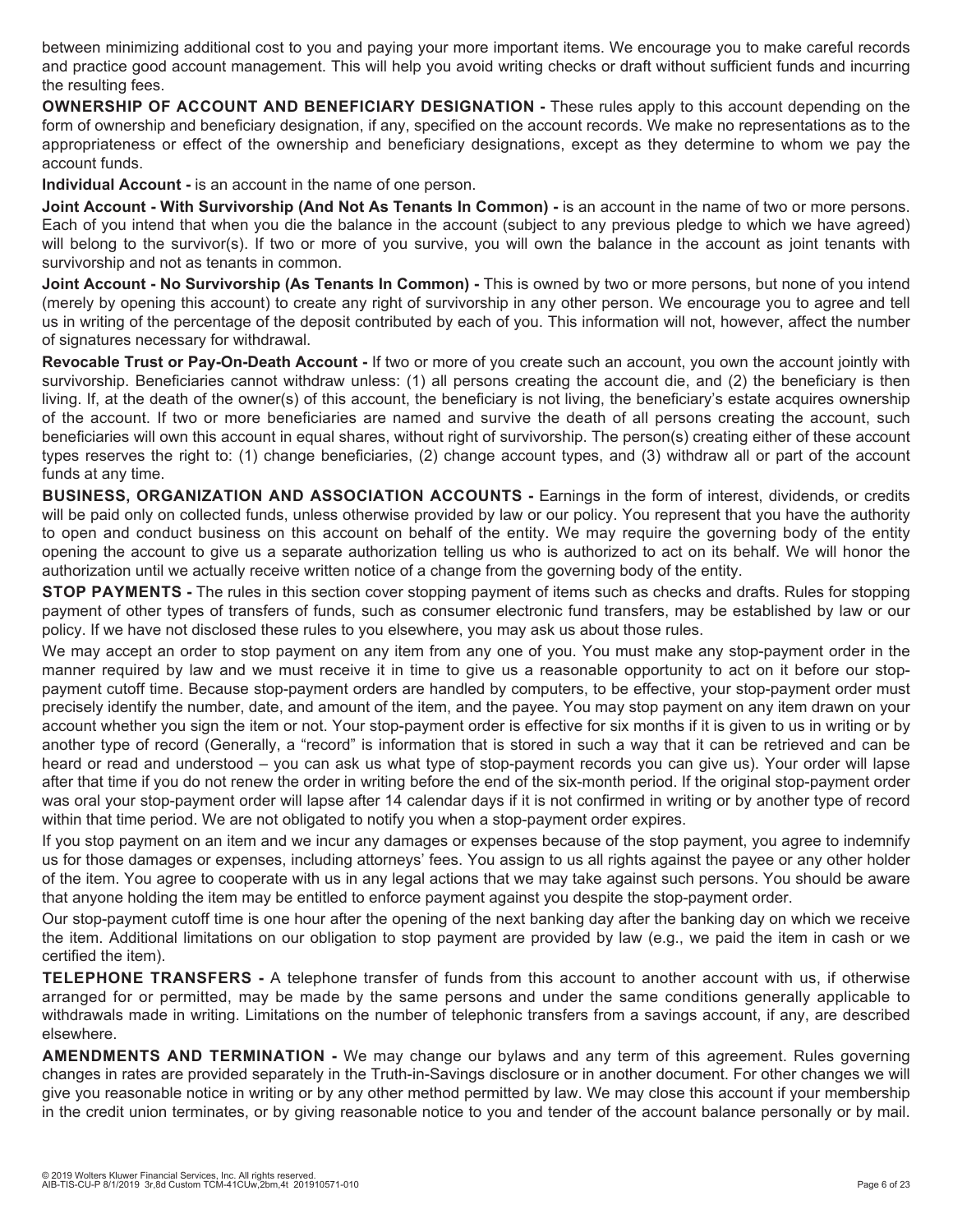between minimizing additional cost to you and paying your more important items. We encourage you to make careful records and practice good account management. This will help you avoid writing checks or draft without sufficient funds and incurring the resulting fees.

**OWNERSHIP OF ACCOUNT AND BENEFICIARY DESIGNATION -** These rules apply to this account depending on the form of ownership and beneficiary designation, if any, specified on the account records. We make no representations as to the appropriateness or effect of the ownership and beneficiary designations, except as they determine to whom we pay the account funds.

**Individual Account -** is an account in the name of one person.

**Joint Account - With Survivorship (And Not As Tenants In Common) -** is an account in the name of two or more persons. Each of you intend that when you die the balance in the account (subject to any previous pledge to which we have agreed) will belong to the survivor(s). If two or more of you survive, you will own the balance in the account as joint tenants with survivorship and not as tenants in common.

**Joint Account - No Survivorship (As Tenants In Common) -** This is owned by two or more persons, but none of you intend (merely by opening this account) to create any right of survivorship in any other person. We encourage you to agree and tell us in writing of the percentage of the deposit contributed by each of you. This information will not, however, affect the number of signatures necessary for withdrawal.

**Revocable Trust or Pay-On-Death Account -** If two or more of you create such an account, you own the account jointly with survivorship. Beneficiaries cannot withdraw unless: (1) all persons creating the account die, and (2) the beneficiary is then living. If, at the death of the owner(s) of this account, the beneficiary is not living, the beneficiary's estate acquires ownership of the account. If two or more beneficiaries are named and survive the death of all persons creating the account, such beneficiaries will own this account in equal shares, without right of survivorship. The person(s) creating either of these account types reserves the right to: (1) change beneficiaries, (2) change account types, and (3) withdraw all or part of the account funds at any time.

**BUSINESS, ORGANIZATION AND ASSOCIATION ACCOUNTS -** Earnings in the form of interest, dividends, or credits will be paid only on collected funds, unless otherwise provided by law or our policy. You represent that you have the authority to open and conduct business on this account on behalf of the entity. We may require the governing body of the entity opening the account to give us a separate authorization telling us who is authorized to act on its behalf. We will honor the authorization until we actually receive written notice of a change from the governing body of the entity.

**STOP PAYMENTS -** The rules in this section cover stopping payment of items such as checks and drafts. Rules for stopping payment of other types of transfers of funds, such as consumer electronic fund transfers, may be established by law or our policy. If we have not disclosed these rules to you elsewhere, you may ask us about those rules.

We may accept an order to stop payment on any item from any one of you. You must make any stop-payment order in the manner required by law and we must receive it in time to give us a reasonable opportunity to act on it before our stop-payment cutoff time. Because stop-payment orders are handled by computers, to be effective, your stop-payment order must precisely identify the number, date, and amount of the item, and the payee. You may stop payment on any item drawn on your account whether you sign the item or not. Your stop-payment order is effective for six months if it is given to us in writing or by another type of record (Generally, a "record" is information that is stored in such a way that it can be retrieved and can be heard or read and understood – you can ask us what type of stop-payment records you can give us). Your order will lapse after that time if you do not renew the order in writing before the end of the six-month period. If the original stop-payment order was oral your stop-payment order will lapse after 14 calendar days if it is not confirmed in writing or by another type of record within that time period. We are not obligated to notify you when a stop-payment order expires.

If you stop payment on an item and we incur any damages or expenses because of the stop payment, you agree to indemnify us for those damages or expenses, including attorneys' fees. You assign to us all rights against the payee or any other holder of the item. You agree to cooperate with us in any legal actions that we may take against such persons. You should be aware that anyone holding the item may be entitled to enforce payment against you despite the stop-payment order.

Our stop-payment cutoff time is one hour after the opening of the next banking day after the banking day on which we receive the item. Additional limitations on our obligation to stop payment are provided by law (e.g., we paid the item in cash or we certified the item).

**TELEPHONE TRANSFERS -** A telephone transfer of funds from this account to another account with us, if otherwise arranged for or permitted, may be made by the same persons and under the same conditions generally applicable to withdrawals made in writing. Limitations on the number of telephonic transfers from a savings account, if any, are described elsewhere.

**AMENDMENTS AND TERMINATION -** We may change our bylaws and any term of this agreement. Rules governing changes in rates are provided separately in the Truth-in-Savings disclosure or in another document. For other changes we will give you reasonable notice in writing or by any other method permitted by law. We may close this account if your membership in the credit union terminates, or by giving reasonable notice to you and tender of the account balance personally or by mail.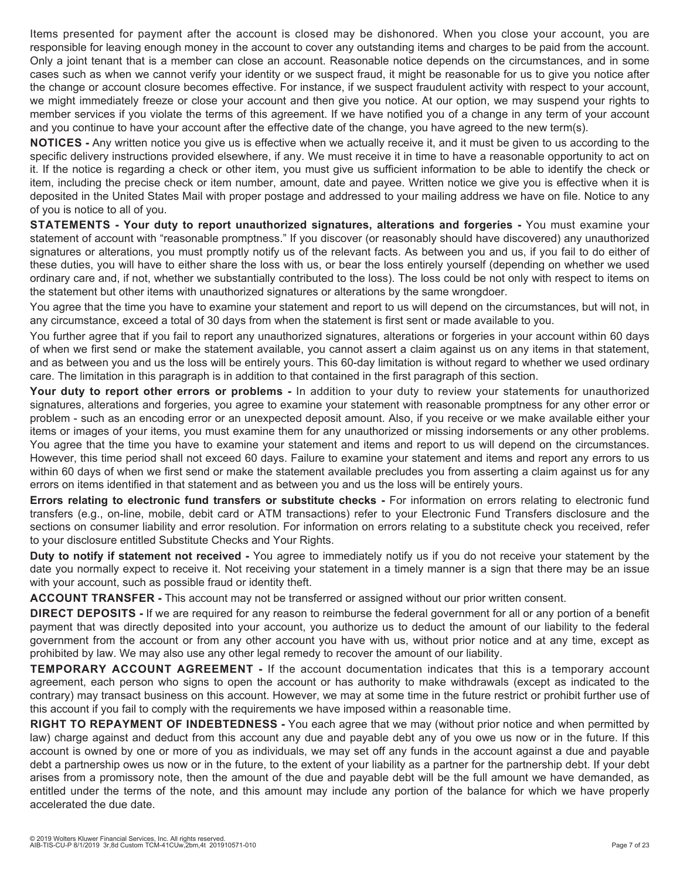Items presented for payment after the account is closed may be dishonored. When you close your account, you are responsible for leaving enough money in the account to cover any outstanding items and charges to be paid from the account. Only a joint tenant that is a member can close an account. Reasonable notice depends on the circumstances, and in some cases such as when we cannot verify your identity or we suspect fraud, it might be reasonable for us to give you notice after the change or account closure becomes effective. For instance, if we suspect fraudulent activity with respect to your account, we might immediately freeze or close your account and then give you notice. At our option, we may suspend your rights to member services if you violate the terms of this agreement. If we have notified you of a change in any term of your account and you continue to have your account after the effective date of the change, you have agreed to the new term(s).

**NOTICES -** Any written notice you give us is effective when we actually receive it, and it must be given to us according to the specific delivery instructions provided elsewhere, if any. We must receive it in time to have a reasonable opportunity to act on it. If the notice is regarding a check or other item, you must give us sufficient information to be able to identify the check or item, including the precise check or item number, amount, date and payee. Written notice we give you is effective when it is deposited in the United States Mail with proper postage and addressed to your mailing address we have on file. Notice to any of you is notice to all of you.

**STATEMENTS - Your duty to report unauthorized signatures, alterations and forgeries -** You must examine your statement of account with "reasonable promptness." If you discover (or reasonably should have discovered) any unauthorized signatures or alterations, you must promptly notify us of the relevant facts. As between you and us, if you fail to do either of these duties, you will have to either share the loss with us, or bear the loss entirely yourself (depending on whether we used ordinary care and, if not, whether we substantially contributed to the loss). The loss could be not only with respect to items on the statement but other items with unauthorized signatures or alterations by the same wrongdoer.

You agree that the time you have to examine your statement and report to us will depend on the circumstances, but will not, in any circumstance, exceed a total of 30 days from when the statement is first sent or made available to you.

You further agree that if you fail to report any unauthorized signatures, alterations or forgeries in your account within 60 days of when we first send or make the statement available, you cannot assert a claim against us on any items in that statement, and as between you and us the loss will be entirely yours. This 60-day limitation is without regard to whether we used ordinary care. The limitation in this paragraph is in addition to that contained in the first paragraph of this section.

**Your duty to report other errors or problems -** In addition to your duty to review your statements for unauthorized signatures, alterations and forgeries, you agree to examine your statement with reasonable promptness for any other error or problem - such as an encoding error or an unexpected deposit amount. Also, if you receive or we make available either your items or images of your items, you must examine them for any unauthorized or missing indorsements or any other problems. You agree that the time you have to examine your statement and items and report to us will depend on the circumstances. However, this time period shall not exceed 60 days. Failure to examine your statement and items and report any errors to us within 60 days of when we first send or make the statement available precludes you from asserting a claim against us for any errors on items identified in that statement and as between you and us the loss will be entirely yours.

**Errors relating to electronic fund transfers or substitute checks -** For information on errors relating to electronic fund transfers (e.g., on-line, mobile, debit card or ATM transactions) refer to your Electronic Fund Transfers disclosure and the sections on consumer liability and error resolution. For information on errors relating to a substitute check you received, refer to your disclosure entitled Substitute Checks and Your Rights.

**Duty to notify if statement not received -** You agree to immediately notify us if you do not receive your statement by the date you normally expect to receive it. Not receiving your statement in a timely manner is a sign that there may be an issue with your account, such as possible fraud or identity theft.

**ACCOUNT TRANSFER -** This account may not be transferred or assigned without our prior written consent.

**DIRECT DEPOSITS -** If we are required for any reason to reimburse the federal government for all or any portion of a benefit payment that was directly deposited into your account, you authorize us to deduct the amount of our liability to the federal government from the account or from any other account you have with us, without prior notice and at any time, except as prohibited by law. We may also use any other legal remedy to recover the amount of our liability.

**TEMPORARY ACCOUNT AGREEMENT -** If the account documentation indicates that this is a temporary account agreement, each person who signs to open the account or has authority to make withdrawals (except as indicated to the contrary) may transact business on this account. However, we may at some time in the future restrict or prohibit further use of this account if you fail to comply with the requirements we have imposed within a reasonable time.

**RIGHT TO REPAYMENT OF INDEBTEDNESS -** You each agree that we may (without prior notice and when permitted by law) charge against and deduct from this account any due and payable debt any of you owe us now or in the future. If this account is owned by one or more of you as individuals, we may set off any funds in the account against a due and payable debt a partnership owes us now or in the future, to the extent of your liability as a partner for the partnership debt. If your debt arises from a promissory note, then the amount of the due and payable debt will be the full amount we have demanded, as entitled under the terms of the note, and this amount may include any portion of the balance for which we have properly accelerated the due date.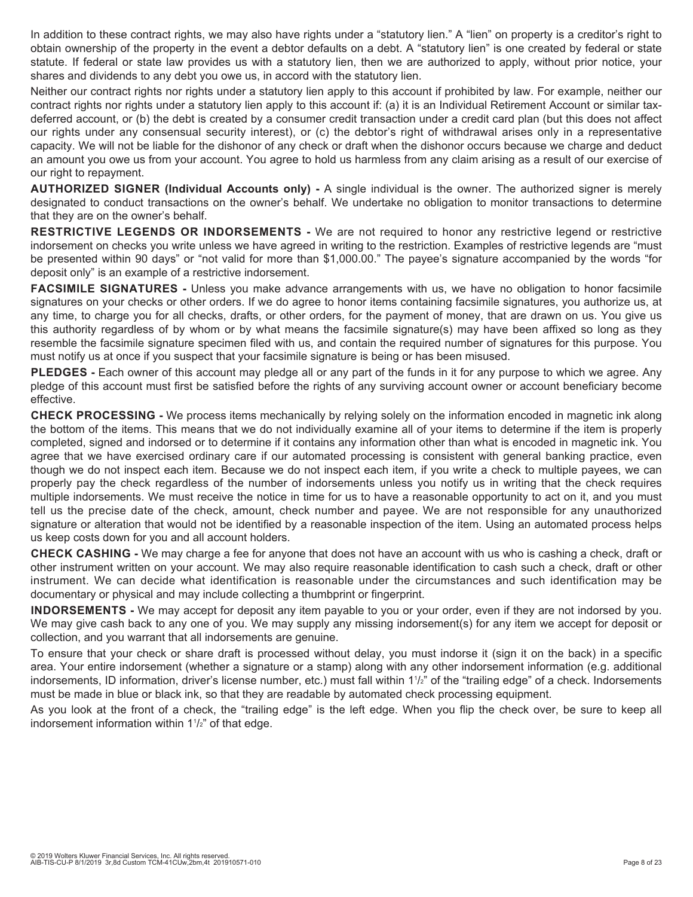In addition to these contract rights, we may also have rights under a "statutory lien." A "lien" on property is a creditor's right to obtain ownership of the property in the event a debtor defaults on a debt. A "statutory lien" is one created by federal or state statute. If federal or state law provides us with a statutory lien, then we are authorized to apply, without prior notice, your shares and dividends to any debt you owe us, in accord with the statutory lien.

Neither our contract rights nor rights under a statutory lien apply to this account if prohibited by law. For example, neither our contract rights nor rights under a statutory lien apply to this account if: (a) it is an Individual Retirement Account or similar tax-deferred account, or (b) the debt is created by a consumer credit transaction under a credit card plan (but this does not affect our rights under any consensual security interest), or (c) the debtor's right of withdrawal arises only in a representative capacity. We will not be liable for the dishonor of any check or draft when the dishonor occurs because we charge and deduct an amount you owe us from your account. You agree to hold us harmless from any claim arising as a result of our exercise of our right to repayment.

**AUTHORIZED SIGNER (Individual Accounts only) -** A single individual is the owner. The authorized signer is merely designated to conduct transactions on the owner's behalf. We undertake no obligation to monitor transactions to determine that they are on the owner's behalf.

**RESTRICTIVE LEGENDS OR INDORSEMENTS -** We are not required to honor any restrictive legend or restrictive indorsement on checks you write unless we have agreed in writing to the restriction. Examples of restrictive legends are "must be presented within 90 days" or "not valid for more than $1,000.00." The payee's signature accompanied by the words "for deposit only" is an example of a restrictive indorsement.

**FACSIMILE SIGNATURES -** Unless you make advance arrangements with us, we have no obligation to honor facsimile signatures on your checks or other orders. If we do agree to honor items containing facsimile signatures, you authorize us, at any time, to charge you for all checks, drafts, or other orders, for the payment of money, that are drawn on us. You give us this authority regardless of by whom or by what means the facsimile signature(s) may have been affixed so long as they resemble the facsimile signature specimen filed with us, and contain the required number of signatures for this purpose. You must notify us at once if you suspect that your facsimile signature is being or has been misused.

**PLEDGES -** Each owner of this account may pledge all or any part of the funds in it for any purpose to which we agree. Any pledge of this account must first be satisfied before the rights of any surviving account owner or account beneficiary become effective.

**CHECK PROCESSING -** We process items mechanically by relying solely on the information encoded in magnetic ink along the bottom of the items. This means that we do not individually examine all of your items to determine if the item is properly completed, signed and indorsed or to determine if it contains any information other than what is encoded in magnetic ink. You agree that we have exercised ordinary care if our automated processing is consistent with general banking practice, even though we do not inspect each item. Because we do not inspect each item, if you write a check to multiple payees, we can properly pay the check regardless of the number of indorsements unless you notify us in writing that the check requires multiple indorsements. We must receive the notice in time for us to have a reasonable opportunity to act on it, and you must tell us the precise date of the check, amount, check number and payee. We are not responsible for any unauthorized signature or alteration that would not be identified by a reasonable inspection of the item. Using an automated process helps us keep costs down for you and all account holders.

**CHECK CASHING -** We may charge a fee for anyone that does not have an account with us who is cashing a check, draft or other instrument written on your account. We may also require reasonable identification to cash such a check, draft or other instrument. We can decide what identification is reasonable under the circumstances and such identification may be documentary or physical and may include collecting a thumbprint or fingerprint.

**INDORSEMENTS -** We may accept for deposit any item payable to you or your order, even if they are not indorsed by you. We may give cash back to any one of you. We may supply any missing indorsement(s) for any item we accept for deposit or collection, and you warrant that all indorsements are genuine.

To ensure that your check or share draft is processed without delay, you must indorse it (sign it on the back) in a specific area. Your entire indorsement (whether a signature or a stamp) along with any other indorsement information (e.g. additional indorsements, ID information, driver's license number, etc.) must fall within 1 1/2" of the "trailing edge" of a check. Indorsements must be made in blue or black ink, so that they are readable by automated check processing equipment.

As you look at the front of a check, the "trailing edge" is the left edge. When you flip the check over, be sure to keep all indorsement information within 1 1/2" of that edge.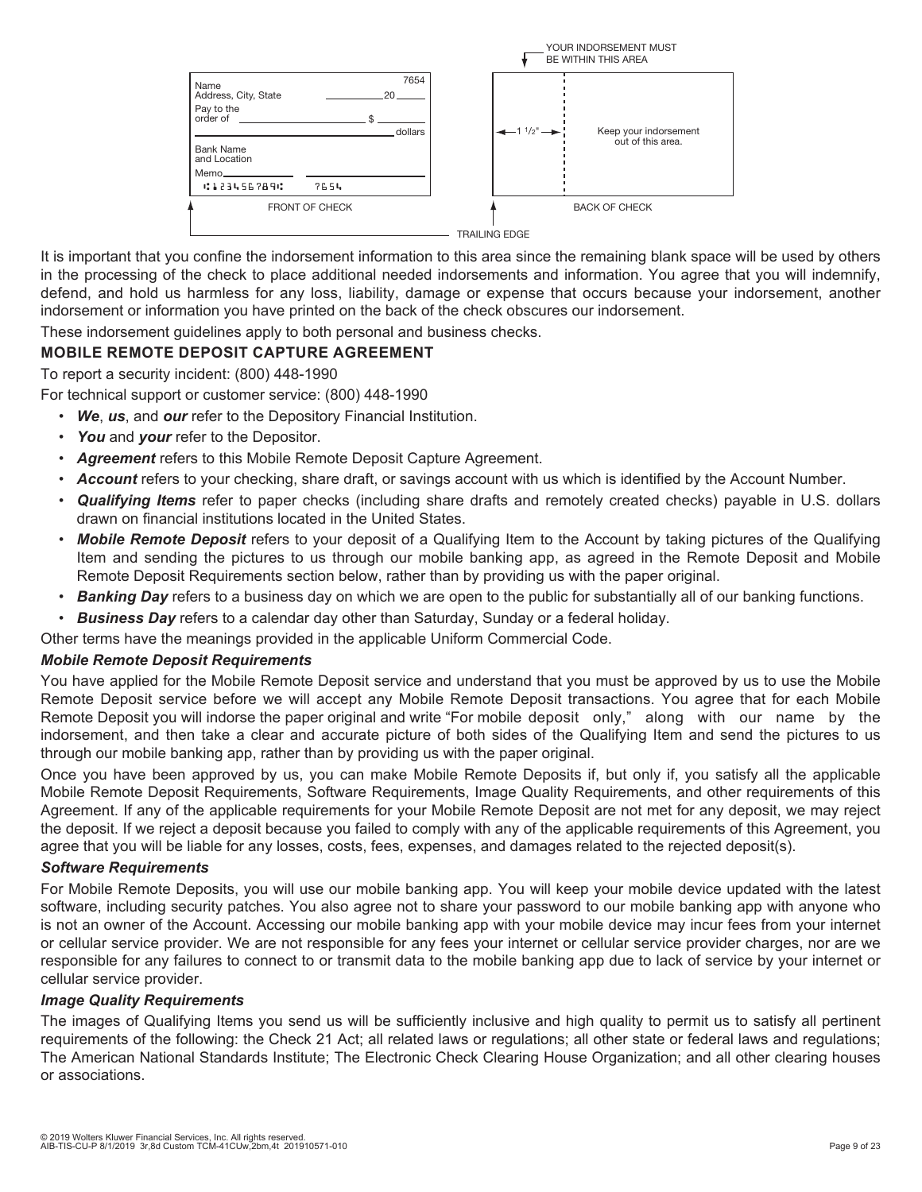YOUR INDORSEMENT MUST BE WITHIN THIS AREA

| FRONT OF CHECK | BACK OF CHECK |
|---|---|
| Name<br>Address, City, State ______ 20 ____ 7654<br>Pay to the order of ______ $ ______<br>______ dollars<br>Bank Name and Location<br>Memo ______ ______<br>⑆123456789⑆ 7654 | ← 1 1/2" → \| Keep your indorsement out of this area. |

TRAILING EDGE

It is important that you confine the indorsement information to this area since the remaining blank space will be used by others in the processing of the check to place additional needed indorsements and information. You agree that you will indemnify, defend, and hold us harmless for any loss, liability, damage or expense that occurs because your indorsement, another indorsement or information you have printed on the back of the check obscures our indorsement.

These indorsement guidelines apply to both personal and business checks.

## MOBILE REMOTE DEPOSIT CAPTURE AGREEMENT

To report a security incident: (800) 448-1990

For technical support or customer service: (800) 448-1990

- ***We***, ***us***, and ***our*** refer to the Depository Financial Institution.
- ***You*** and ***your*** refer to the Depositor.
- ***Agreement*** refers to this Mobile Remote Deposit Capture Agreement.
- ***Account*** refers to your checking, share draft, or savings account with us which is identified by the Account Number.
- ***Qualifying Items*** refer to paper checks (including share drafts and remotely created checks) payable in U.S. dollars drawn on financial institutions located in the United States.
- ***Mobile Remote Deposit*** refers to your deposit of a Qualifying Item to the Account by taking pictures of the Qualifying Item and sending the pictures to us through our mobile banking app, as agreed in the Remote Deposit and Mobile Remote Deposit Requirements section below, rather than by providing us with the paper original.
- ***Banking Day*** refers to a business day on which we are open to the public for substantially all of our banking functions.
- ***Business Day*** refers to a calendar day other than Saturday, Sunday or a federal holiday.

Other terms have the meanings provided in the applicable Uniform Commercial Code.

### *Mobile Remote Deposit Requirements*

You have applied for the Mobile Remote Deposit service and understand that you must be approved by us to use the Mobile Remote Deposit service before we will accept any Mobile Remote Deposit transactions. You agree that for each Mobile Remote Deposit you will indorse the paper original and write "For mobile deposit only," along with our name by the indorsement, and then take a clear and accurate picture of both sides of the Qualifying Item and send the pictures to us through our mobile banking app, rather than by providing us with the paper original.

Once you have been approved by us, you can make Mobile Remote Deposits if, but only if, you satisfy all the applicable Mobile Remote Deposit Requirements, Software Requirements, Image Quality Requirements, and other requirements of this Agreement. If any of the applicable requirements for your Mobile Remote Deposit are not met for any deposit, we may reject the deposit. If we reject a deposit because you failed to comply with any of the applicable requirements of this Agreement, you agree that you will be liable for any losses, costs, fees, expenses, and damages related to the rejected deposit(s).

### *Software Requirements*

For Mobile Remote Deposits, you will use our mobile banking app. You will keep your mobile device updated with the latest software, including security patches. You also agree not to share your password to our mobile banking app with anyone who is not an owner of the Account. Accessing our mobile banking app with your mobile device may incur fees from your internet or cellular service provider. We are not responsible for any fees your internet or cellular service provider charges, nor are we responsible for any failures to connect to or transmit data to the mobile banking app due to lack of service by your internet or cellular service provider.

### *Image Quality Requirements*

The images of Qualifying Items you send us will be sufficiently inclusive and high quality to permit us to satisfy all pertinent requirements of the following: the Check 21 Act; all related laws or regulations; all other state or federal laws and regulations; The American National Standards Institute; The Electronic Check Clearing House Organization; and all other clearing houses or associations.

© 2019 Wolters Kluwer Financial Services, Inc. All rights reserved.
AIB-TIS-CU-P 8/1/2019 3r,8d Custom TCM-41CUw,2bm,4t 201910571-010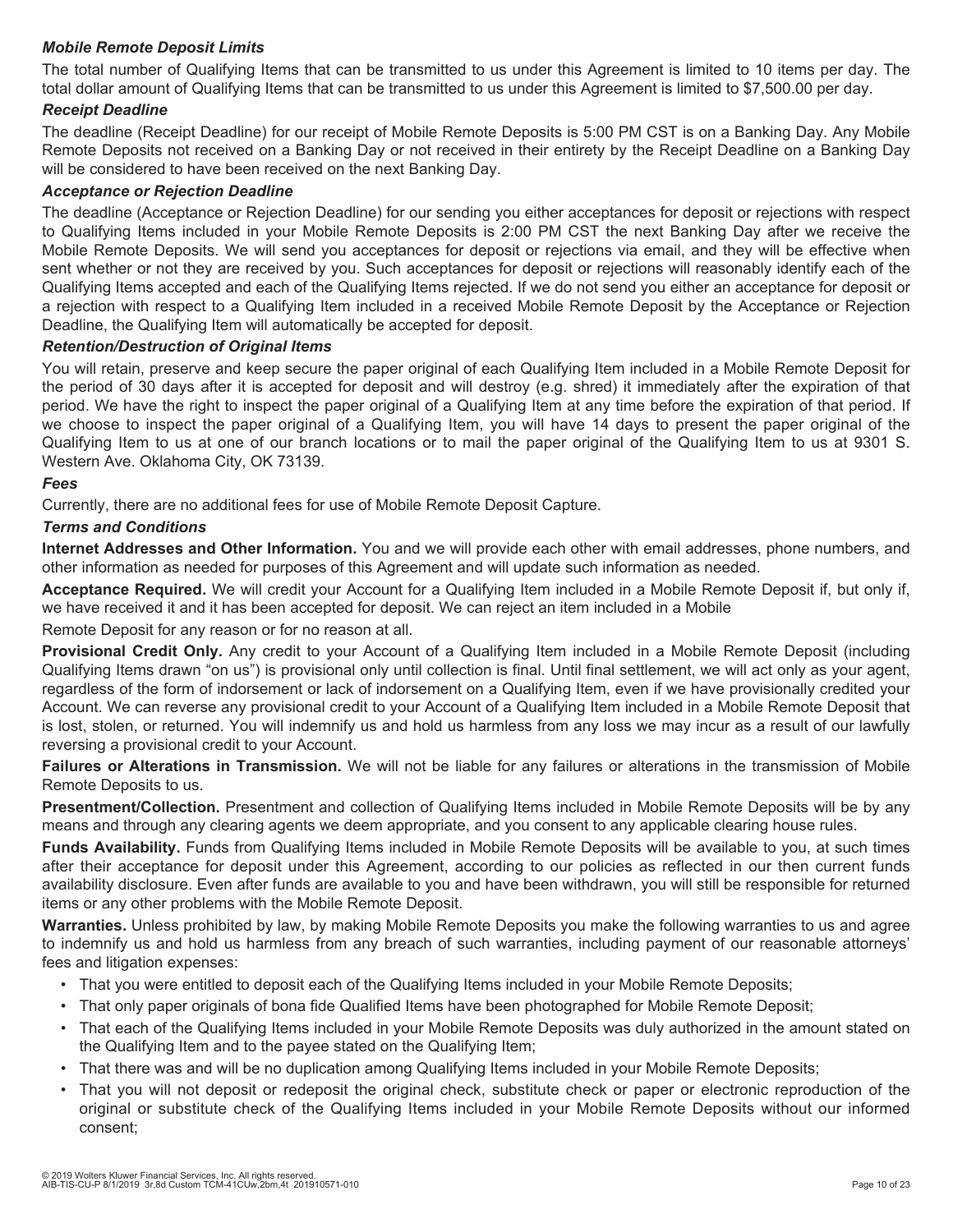### *Mobile Remote Deposit Limits*

The total number of Qualifying Items that can be transmitted to us under this Agreement is limited to 10 items per day. The total dollar amount of Qualifying Items that can be transmitted to us under this Agreement is limited to $7,500.00 per day.

### *Receipt Deadline*

The deadline (Receipt Deadline) for our receipt of Mobile Remote Deposits is 5:00 PM CST is on a Banking Day. Any Mobile Remote Deposits not received on a Banking Day or not received in their entirety by the Receipt Deadline on a Banking Day will be considered to have been received on the next Banking Day.

### *Acceptance or Rejection Deadline*

The deadline (Acceptance or Rejection Deadline) for our sending you either acceptances for deposit or rejections with respect to Qualifying Items included in your Mobile Remote Deposits is 2:00 PM CST the next Banking Day after we receive the Mobile Remote Deposits. We will send you acceptances for deposit or rejections via email, and they will be effective when sent whether or not they are received by you. Such acceptances for deposit or rejections will reasonably identify each of the Qualifying Items accepted and each of the Qualifying Items rejected. If we do not send you either an acceptance for deposit or a rejection with respect to a Qualifying Item included in a received Mobile Remote Deposit by the Acceptance or Rejection Deadline, the Qualifying Item will automatically be accepted for deposit.

### *Retention/Destruction of Original Items*

You will retain, preserve and keep secure the paper original of each Qualifying Item included in a Mobile Remote Deposit for the period of 30 days after it is accepted for deposit and will destroy (e.g. shred) it immediately after the expiration of that period. We have the right to inspect the paper original of a Qualifying Item at any time before the expiration of that period. If we choose to inspect the paper original of a Qualifying Item, you will have 14 days to present the paper original of the Qualifying Item to us at one of our branch locations or to mail the paper original of the Qualifying Item to us at 9301 S. Western Ave. Oklahoma City, OK 73139.

### *Fees*

Currently, there are no additional fees for use of Mobile Remote Deposit Capture.

### *Terms and Conditions*

**Internet Addresses and Other Information.** You and we will provide each other with email addresses, phone numbers, and other information as needed for purposes of this Agreement and will update such information as needed.

**Acceptance Required.** We will credit your Account for a Qualifying Item included in a Mobile Remote Deposit if, but only if, we have received it and it has been accepted for deposit. We can reject an item included in a Mobile

Remote Deposit for any reason or for no reason at all.

**Provisional Credit Only.** Any credit to your Account of a Qualifying Item included in a Mobile Remote Deposit (including Qualifying Items drawn "on us") is provisional only until collection is final. Until final settlement, we will act only as your agent, regardless of the form of indorsement or lack of indorsement on a Qualifying Item, even if we have provisionally credited your Account. We can reverse any provisional credit to your Account of a Qualifying Item included in a Mobile Remote Deposit that is lost, stolen, or returned. You will indemnify us and hold us harmless from any loss we may incur as a result of our lawfully reversing a provisional credit to your Account.

**Failures or Alterations in Transmission.** We will not be liable for any failures or alterations in the transmission of Mobile Remote Deposits to us.

**Presentment/Collection.** Presentment and collection of Qualifying Items included in Mobile Remote Deposits will be by any means and through any clearing agents we deem appropriate, and you consent to any applicable clearing house rules.

**Funds Availability.** Funds from Qualifying Items included in Mobile Remote Deposits will be available to you, at such times after their acceptance for deposit under this Agreement, according to our policies as reflected in our then current funds availability disclosure. Even after funds are available to you and have been withdrawn, you will still be responsible for returned items or any other problems with the Mobile Remote Deposit.

**Warranties.** Unless prohibited by law, by making Mobile Remote Deposits you make the following warranties to us and agree to indemnify us and hold us harmless from any breach of such warranties, including payment of our reasonable attorneys' fees and litigation expenses:

- That you were entitled to deposit each of the Qualifying Items included in your Mobile Remote Deposits;
- That only paper originals of bona fide Qualified Items have been photographed for Mobile Remote Deposit;
- That each of the Qualifying Items included in your Mobile Remote Deposits was duly authorized in the amount stated on the Qualifying Item and to the payee stated on the Qualifying Item;
- That there was and will be no duplication among Qualifying Items included in your Mobile Remote Deposits;
- That you will not deposit or redeposit the original check, substitute check or paper or electronic reproduction of the original or substitute check of the Qualifying Items included in your Mobile Remote Deposits without our informed consent;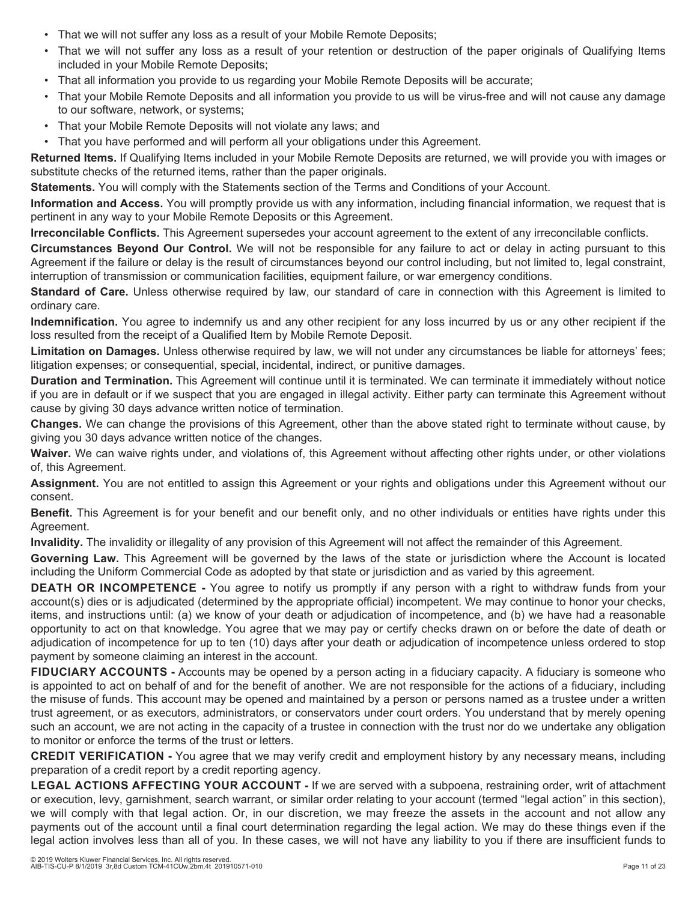- That we will not suffer any loss as a result of your Mobile Remote Deposits;
- That we will not suffer any loss as a result of your retention or destruction of the paper originals of Qualifying Items included in your Mobile Remote Deposits;
- That all information you provide to us regarding your Mobile Remote Deposits will be accurate;
- That your Mobile Remote Deposits and all information you provide to us will be virus-free and will not cause any damage to our software, network, or systems;
- That your Mobile Remote Deposits will not violate any laws; and
- That you have performed and will perform all your obligations under this Agreement.

**Returned Items.** If Qualifying Items included in your Mobile Remote Deposits are returned, we will provide you with images or substitute checks of the returned items, rather than the paper originals.

**Statements.** You will comply with the Statements section of the Terms and Conditions of your Account.

**Information and Access.** You will promptly provide us with any information, including financial information, we request that is pertinent in any way to your Mobile Remote Deposits or this Agreement.

**Irreconcilable Conflicts.** This Agreement supersedes your account agreement to the extent of any irreconcilable conflicts.

**Circumstances Beyond Our Control.** We will not be responsible for any failure to act or delay in acting pursuant to this Agreement if the failure or delay is the result of circumstances beyond our control including, but not limited to, legal constraint, interruption of transmission or communication facilities, equipment failure, or war emergency conditions.

**Standard of Care.** Unless otherwise required by law, our standard of care in connection with this Agreement is limited to ordinary care.

**Indemnification.** You agree to indemnify us and any other recipient for any loss incurred by us or any other recipient if the loss resulted from the receipt of a Qualified Item by Mobile Remote Deposit.

**Limitation on Damages.** Unless otherwise required by law, we will not under any circumstances be liable for attorneys' fees; litigation expenses; or consequential, special, incidental, indirect, or punitive damages.

**Duration and Termination.** This Agreement will continue until it is terminated. We can terminate it immediately without notice if you are in default or if we suspect that you are engaged in illegal activity. Either party can terminate this Agreement without cause by giving 30 days advance written notice of termination.

**Changes.** We can change the provisions of this Agreement, other than the above stated right to terminate without cause, by giving you 30 days advance written notice of the changes.

**Waiver.** We can waive rights under, and violations of, this Agreement without affecting other rights under, or other violations of, this Agreement.

**Assignment.** You are not entitled to assign this Agreement or your rights and obligations under this Agreement without our consent.

**Benefit.** This Agreement is for your benefit and our benefit only, and no other individuals or entities have rights under this Agreement.

**Invalidity.** The invalidity or illegality of any provision of this Agreement will not affect the remainder of this Agreement.

**Governing Law.** This Agreement will be governed by the laws of the state or jurisdiction where the Account is located including the Uniform Commercial Code as adopted by that state or jurisdiction and as varied by this agreement.

**DEATH OR INCOMPETENCE -** You agree to notify us promptly if any person with a right to withdraw funds from your account(s) dies or is adjudicated (determined by the appropriate official) incompetent. We may continue to honor your checks, items, and instructions until: (a) we know of your death or adjudication of incompetence, and (b) we have had a reasonable opportunity to act on that knowledge. You agree that we may pay or certify checks drawn on or before the date of death or adjudication of incompetence for up to ten (10) days after your death or adjudication of incompetence unless ordered to stop payment by someone claiming an interest in the account.

**FIDUCIARY ACCOUNTS -** Accounts may be opened by a person acting in a fiduciary capacity. A fiduciary is someone who is appointed to act on behalf of and for the benefit of another. We are not responsible for the actions of a fiduciary, including the misuse of funds. This account may be opened and maintained by a person or persons named as a trustee under a written trust agreement, or as executors, administrators, or conservators under court orders. You understand that by merely opening such an account, we are not acting in the capacity of a trustee in connection with the trust nor do we undertake any obligation to monitor or enforce the terms of the trust or letters.

**CREDIT VERIFICATION -** You agree that we may verify credit and employment history by any necessary means, including preparation of a credit report by a credit reporting agency.

**LEGAL ACTIONS AFFECTING YOUR ACCOUNT -** If we are served with a subpoena, restraining order, writ of attachment or execution, levy, garnishment, search warrant, or similar order relating to your account (termed "legal action" in this section), we will comply with that legal action. Or, in our discretion, we may freeze the assets in the account and not allow any payments out of the account until a final court determination regarding the legal action. We may do these things even if the legal action involves less than all of you. In these cases, we will not have any liability to you if there are insufficient funds to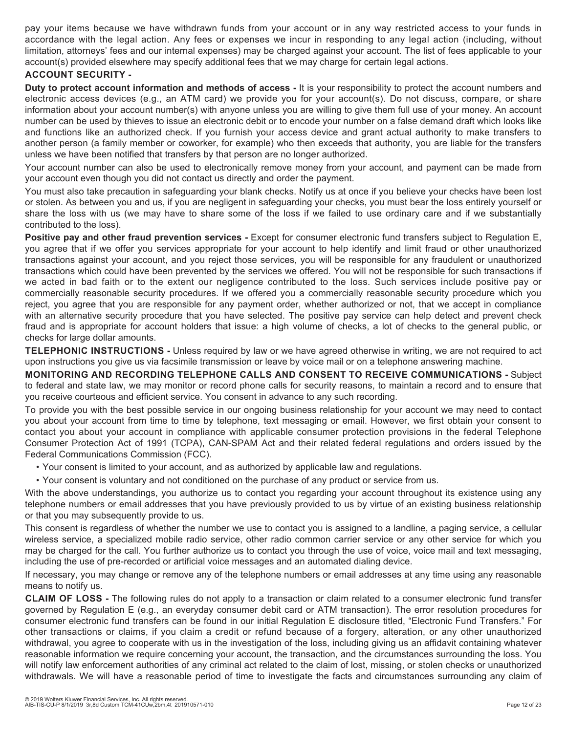pay your items because we have withdrawn funds from your account or in any way restricted access to your funds in accordance with the legal action. Any fees or expenses we incur in responding to any legal action (including, without limitation, attorneys' fees and our internal expenses) may be charged against your account. The list of fees applicable to your account(s) provided elsewhere may specify additional fees that we may charge for certain legal actions.

**ACCOUNT SECURITY -**

**Duty to protect account information and methods of access -** It is your responsibility to protect the account numbers and electronic access devices (e.g., an ATM card) we provide you for your account(s). Do not discuss, compare, or share information about your account number(s) with anyone unless you are willing to give them full use of your money. An account number can be used by thieves to issue an electronic debit or to encode your number on a false demand draft which looks like and functions like an authorized check. If you furnish your access device and grant actual authority to make transfers to another person (a family member or coworker, for example) who then exceeds that authority, you are liable for the transfers unless we have been notified that transfers by that person are no longer authorized.

Your account number can also be used to electronically remove money from your account, and payment can be made from your account even though you did not contact us directly and order the payment.

You must also take precaution in safeguarding your blank checks. Notify us at once if you believe your checks have been lost or stolen. As between you and us, if you are negligent in safeguarding your checks, you must bear the loss entirely yourself or share the loss with us (we may have to share some of the loss if we failed to use ordinary care and if we substantially contributed to the loss).

**Positive pay and other fraud prevention services -** Except for consumer electronic fund transfers subject to Regulation E, you agree that if we offer you services appropriate for your account to help identify and limit fraud or other unauthorized transactions against your account, and you reject those services, you will be responsible for any fraudulent or unauthorized transactions which could have been prevented by the services we offered. You will not be responsible for such transactions if we acted in bad faith or to the extent our negligence contributed to the loss. Such services include positive pay or commercially reasonable security procedures. If we offered you a commercially reasonable security procedure which you reject, you agree that you are responsible for any payment order, whether authorized or not, that we accept in compliance with an alternative security procedure that you have selected. The positive pay service can help detect and prevent check fraud and is appropriate for account holders that issue: a high volume of checks, a lot of checks to the general public, or checks for large dollar amounts.

**TELEPHONIC INSTRUCTIONS -** Unless required by law or we have agreed otherwise in writing, we are not required to act upon instructions you give us via facsimile transmission or leave by voice mail or on a telephone answering machine.

**MONITORING AND RECORDING TELEPHONE CALLS AND CONSENT TO RECEIVE COMMUNICATIONS -** Subject to federal and state law, we may monitor or record phone calls for security reasons, to maintain a record and to ensure that you receive courteous and efficient service. You consent in advance to any such recording.

To provide you with the best possible service in our ongoing business relationship for your account we may need to contact you about your account from time to time by telephone, text messaging or email. However, we first obtain your consent to contact you about your account in compliance with applicable consumer protection provisions in the federal Telephone Consumer Protection Act of 1991 (TCPA), CAN-SPAM Act and their related federal regulations and orders issued by the Federal Communications Commission (FCC).

- Your consent is limited to your account, and as authorized by applicable law and regulations.
- Your consent is voluntary and not conditioned on the purchase of any product or service from us.

With the above understandings, you authorize us to contact you regarding your account throughout its existence using any telephone numbers or email addresses that you have previously provided to us by virtue of an existing business relationship or that you may subsequently provide to us.

This consent is regardless of whether the number we use to contact you is assigned to a landline, a paging service, a cellular wireless service, a specialized mobile radio service, other radio common carrier service or any other service for which you may be charged for the call. You further authorize us to contact you through the use of voice, voice mail and text messaging, including the use of pre-recorded or artificial voice messages and an automated dialing device.

If necessary, you may change or remove any of the telephone numbers or email addresses at any time using any reasonable means to notify us.

**CLAIM OF LOSS -** The following rules do not apply to a transaction or claim related to a consumer electronic fund transfer governed by Regulation E (e.g., an everyday consumer debit card or ATM transaction). The error resolution procedures for consumer electronic fund transfers can be found in our initial Regulation E disclosure titled, "Electronic Fund Transfers." For other transactions or claims, if you claim a credit or refund because of a forgery, alteration, or any other unauthorized withdrawal, you agree to cooperate with us in the investigation of the loss, including giving us an affidavit containing whatever reasonable information we require concerning your account, the transaction, and the circumstances surrounding the loss. You will notify law enforcement authorities of any criminal act related to the claim of lost, missing, or stolen checks or unauthorized withdrawals. We will have a reasonable period of time to investigate the facts and circumstances surrounding any claim of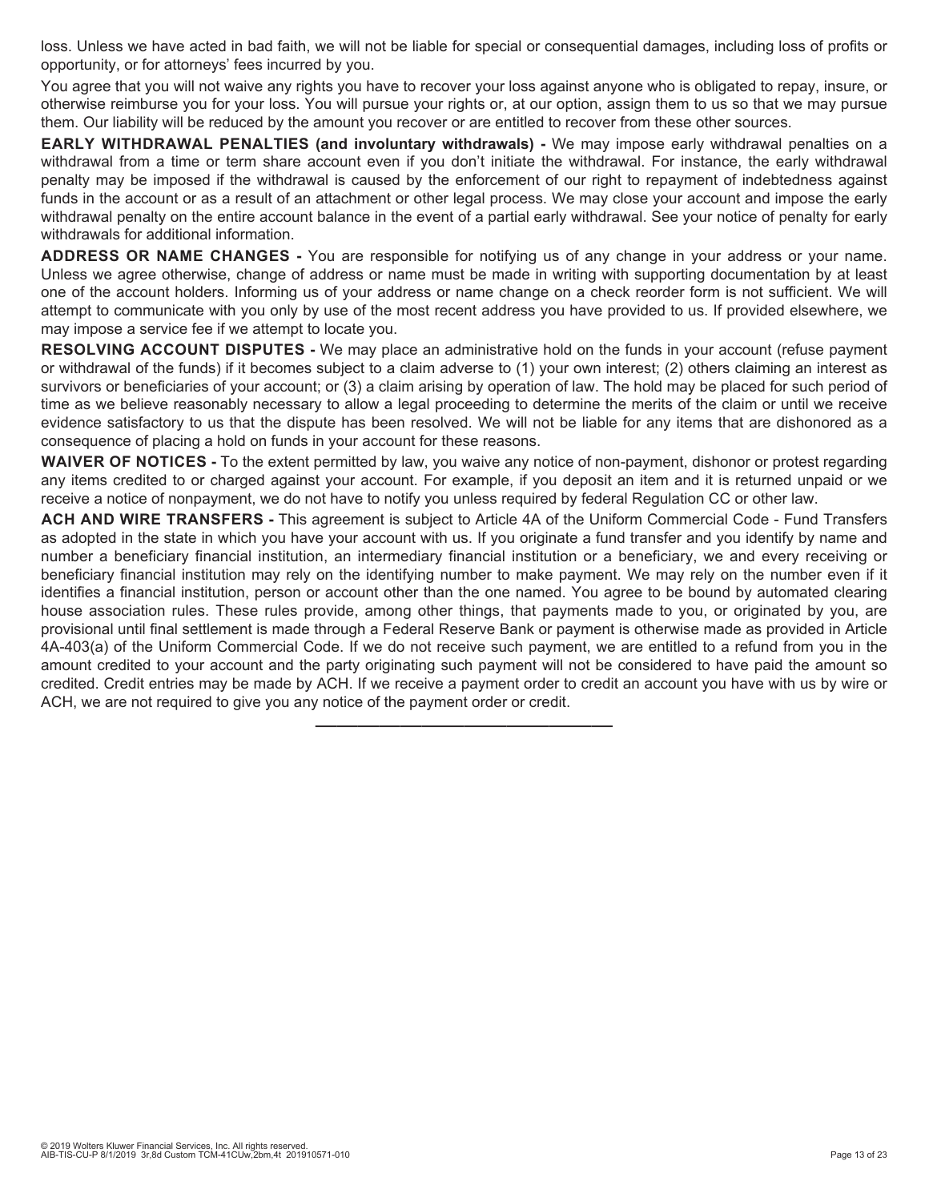loss. Unless we have acted in bad faith, we will not be liable for special or consequential damages, including loss of profits or opportunity, or for attorneys' fees incurred by you.

You agree that you will not waive any rights you have to recover your loss against anyone who is obligated to repay, insure, or otherwise reimburse you for your loss. You will pursue your rights or, at our option, assign them to us so that we may pursue them. Our liability will be reduced by the amount you recover or are entitled to recover from these other sources.

**EARLY WITHDRAWAL PENALTIES (and involuntary withdrawals) -** We may impose early withdrawal penalties on a withdrawal from a time or term share account even if you don't initiate the withdrawal. For instance, the early withdrawal penalty may be imposed if the withdrawal is caused by the enforcement of our right to repayment of indebtedness against funds in the account or as a result of an attachment or other legal process. We may close your account and impose the early withdrawal penalty on the entire account balance in the event of a partial early withdrawal. See your notice of penalty for early withdrawals for additional information.

**ADDRESS OR NAME CHANGES -** You are responsible for notifying us of any change in your address or your name. Unless we agree otherwise, change of address or name must be made in writing with supporting documentation by at least one of the account holders. Informing us of your address or name change on a check reorder form is not sufficient. We will attempt to communicate with you only by use of the most recent address you have provided to us. If provided elsewhere, we may impose a service fee if we attempt to locate you.

**RESOLVING ACCOUNT DISPUTES -** We may place an administrative hold on the funds in your account (refuse payment or withdrawal of the funds) if it becomes subject to a claim adverse to (1) your own interest; (2) others claiming an interest as survivors or beneficiaries of your account; or (3) a claim arising by operation of law. The hold may be placed for such period of time as we believe reasonably necessary to allow a legal proceeding to determine the merits of the claim or until we receive evidence satisfactory to us that the dispute has been resolved. We will not be liable for any items that are dishonored as a consequence of placing a hold on funds in your account for these reasons.

**WAIVER OF NOTICES -** To the extent permitted by law, you waive any notice of non-payment, dishonor or protest regarding any items credited to or charged against your account. For example, if you deposit an item and it is returned unpaid or we receive a notice of nonpayment, we do not have to notify you unless required by federal Regulation CC or other law.

**ACH AND WIRE TRANSFERS -** This agreement is subject to Article 4A of the Uniform Commercial Code - Fund Transfers as adopted in the state in which you have your account with us. If you originate a fund transfer and you identify by name and number a beneficiary financial institution, an intermediary financial institution or a beneficiary, we and every receiving or beneficiary financial institution may rely on the identifying number to make payment. We may rely on the number even if it identifies a financial institution, person or account other than the one named. You agree to be bound by automated clearing house association rules. These rules provide, among other things, that payments made to you, or originated by you, are provisional until final settlement is made through a Federal Reserve Bank or payment is otherwise made as provided in Article 4A-403(a) of the Uniform Commercial Code. If we do not receive such payment, we are entitled to a refund from you in the amount credited to your account and the party originating such payment will not be considered to have paid the amount so credited. Credit entries may be made by ACH. If we receive a payment order to credit an account you have with us by wire or ACH, we are not required to give you any notice of the payment order or credit.

---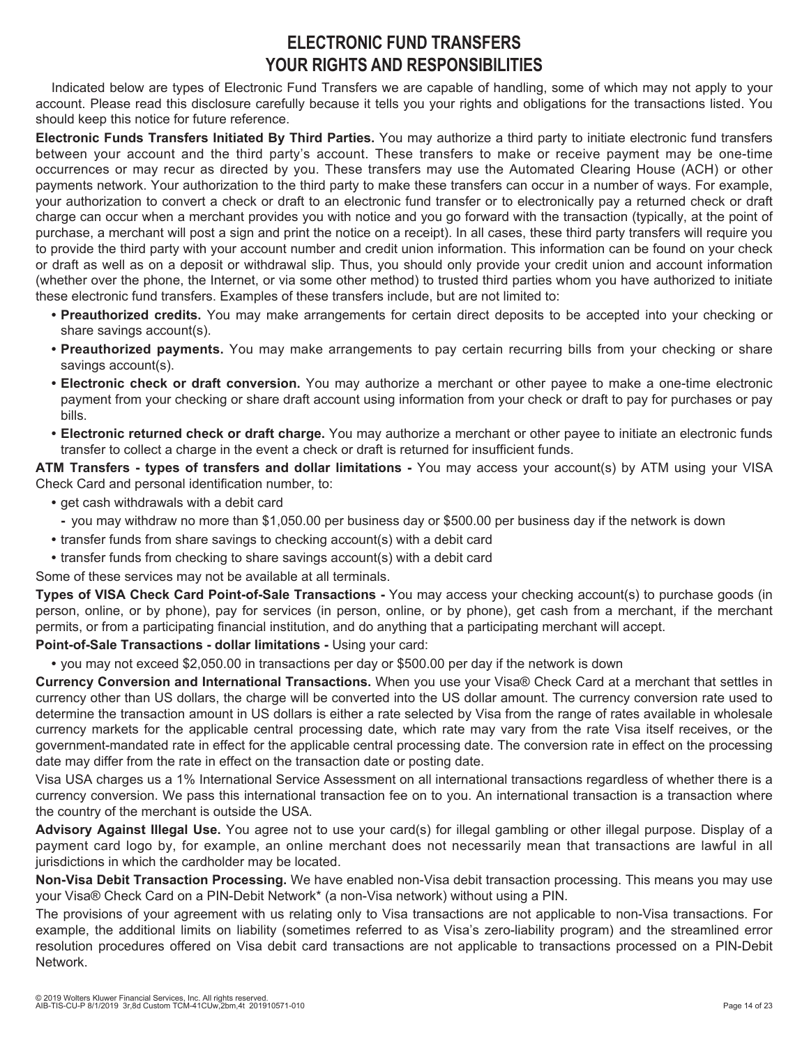# ELECTRONIC FUND TRANSFERS
# YOUR RIGHTS AND RESPONSIBILITIES

Indicated below are types of Electronic Fund Transfers we are capable of handling, some of which may not apply to your account. Please read this disclosure carefully because it tells you your rights and obligations for the transactions listed. You should keep this notice for future reference.

**Electronic Funds Transfers Initiated By Third Parties.** You may authorize a third party to initiate electronic fund transfers between your account and the third party's account. These transfers to make or receive payment may be one-time occurrences or may recur as directed by you. These transfers may use the Automated Clearing House (ACH) or other payments network. Your authorization to the third party to make these transfers can occur in a number of ways. For example, your authorization to convert a check or draft to an electronic fund transfer or to electronically pay a returned check or draft charge can occur when a merchant provides you with notice and you go forward with the transaction (typically, at the point of purchase, a merchant will post a sign and print the notice on a receipt). In all cases, these third party transfers will require you to provide the third party with your account number and credit union information. This information can be found on your check or draft as well as on a deposit or withdrawal slip. Thus, you should only provide your credit union and account information (whether over the phone, the Internet, or via some other method) to trusted third parties whom you have authorized to initiate these electronic fund transfers. Examples of these transfers include, but are not limited to:

- **Preauthorized credits.** You may make arrangements for certain direct deposits to be accepted into your checking or share savings account(s).
- **Preauthorized payments.** You may make arrangements to pay certain recurring bills from your checking or share savings account(s).
- **Electronic check or draft conversion.** You may authorize a merchant or other payee to make a one-time electronic payment from your checking or share draft account using information from your check or draft to pay for purchases or pay bills.
- **Electronic returned check or draft charge.** You may authorize a merchant or other payee to initiate an electronic funds transfer to collect a charge in the event a check or draft is returned for insufficient funds.

**ATM Transfers - types of transfers and dollar limitations -** You may access your account(s) by ATM using your VISA Check Card and personal identification number, to:

- get cash withdrawals with a debit card
  - you may withdraw no more than $1,050.00 per business day or $500.00 per business day if the network is down
- transfer funds from share savings to checking account(s) with a debit card
- transfer funds from checking to share savings account(s) with a debit card

Some of these services may not be available at all terminals.

**Types of VISA Check Card Point-of-Sale Transactions -** You may access your checking account(s) to purchase goods (in person, online, or by phone), pay for services (in person, online, or by phone), get cash from a merchant, if the merchant permits, or from a participating financial institution, and do anything that a participating merchant will accept.

**Point-of-Sale Transactions - dollar limitations -** Using your card:

- you may not exceed $2,050.00 in transactions per day or $500.00 per day if the network is down

**Currency Conversion and International Transactions.** When you use your Visa® Check Card at a merchant that settles in currency other than US dollars, the charge will be converted into the US dollar amount. The currency conversion rate used to determine the transaction amount in US dollars is either a rate selected by Visa from the range of rates available in wholesale currency markets for the applicable central processing date, which rate may vary from the rate Visa itself receives, or the government-mandated rate in effect for the applicable central processing date. The conversion rate in effect on the processing date may differ from the rate in effect on the transaction date or posting date.

Visa USA charges us a 1% International Service Assessment on all international transactions regardless of whether there is a currency conversion. We pass this international transaction fee on to you. An international transaction is a transaction where the country of the merchant is outside the USA.

**Advisory Against Illegal Use.** You agree not to use your card(s) for illegal gambling or other illegal purpose. Display of a payment card logo by, for example, an online merchant does not necessarily mean that transactions are lawful in all jurisdictions in which the cardholder may be located.

**Non-Visa Debit Transaction Processing.** We have enabled non-Visa debit transaction processing. This means you may use your Visa® Check Card on a PIN-Debit Network* (a non-Visa network) without using a PIN.

The provisions of your agreement with us relating only to Visa transactions are not applicable to non-Visa transactions. For example, the additional limits on liability (sometimes referred to as Visa's zero-liability program) and the streamlined error resolution procedures offered on Visa debit card transactions are not applicable to transactions processed on a PIN-Debit Network.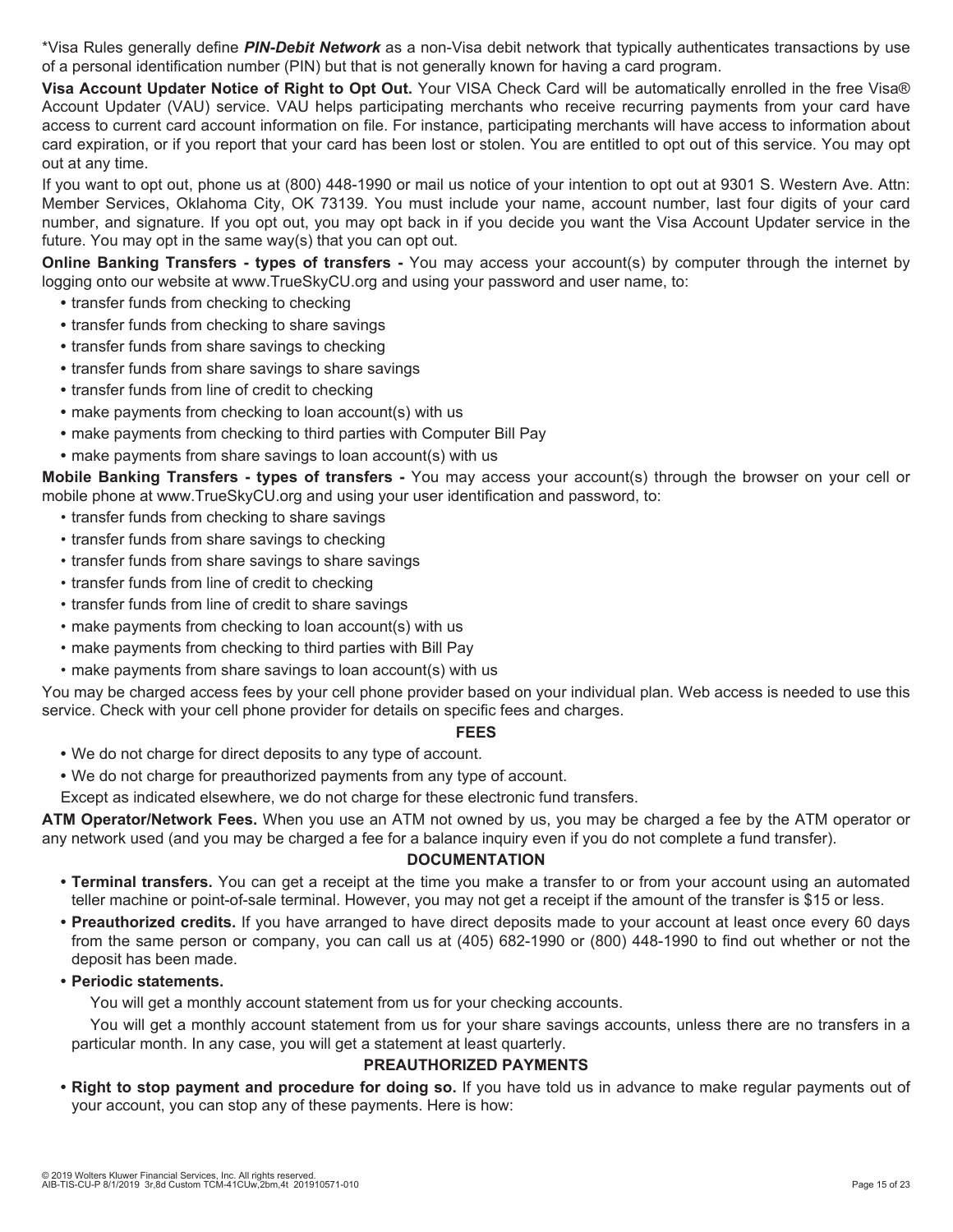*Visa Rules generally define ***PIN-Debit Network*** as a non-Visa debit network that typically authenticates transactions by use of a personal identification number (PIN) but that is not generally known for having a card program.

**Visa Account Updater Notice of Right to Opt Out.** Your VISA Check Card will be automatically enrolled in the free Visa® Account Updater (VAU) service. VAU helps participating merchants who receive recurring payments from your card have access to current card account information on file. For instance, participating merchants will have access to information about card expiration, or if you report that your card has been lost or stolen. You are entitled to opt out of this service. You may opt out at any time.

If you want to opt out, phone us at (800) 448-1990 or mail us notice of your intention to opt out at 9301 S. Western Ave. Attn: Member Services, Oklahoma City, OK 73139. You must include your name, account number, last four digits of your card number, and signature. If you opt out, you may opt back in if you decide you want the Visa Account Updater service in the future. You may opt in the same way(s) that you can opt out.

**Online Banking Transfers - types of transfers -** You may access your account(s) by computer through the internet by logging onto our website at www.TrueSkyCU.org and using your password and user name, to:

- transfer funds from checking to checking
- transfer funds from checking to share savings
- transfer funds from share savings to checking
- transfer funds from share savings to share savings
- transfer funds from line of credit to checking
- make payments from checking to loan account(s) with us
- make payments from checking to third parties with Computer Bill Pay
- make payments from share savings to loan account(s) with us

**Mobile Banking Transfers - types of transfers -** You may access your account(s) through the browser on your cell or mobile phone at www.TrueSkyCU.org and using your user identification and password, to:

- transfer funds from checking to share savings
- transfer funds from share savings to checking
- transfer funds from share savings to share savings
- transfer funds from line of credit to checking
- transfer funds from line of credit to share savings
- make payments from checking to loan account(s) with us
- make payments from checking to third parties with Bill Pay
- make payments from share savings to loan account(s) with us

You may be charged access fees by your cell phone provider based on your individual plan. Web access is needed to use this service. Check with your cell phone provider for details on specific fees and charges.

## FEES

- We do not charge for direct deposits to any type of account.
- We do not charge for preauthorized payments from any type of account.

Except as indicated elsewhere, we do not charge for these electronic fund transfers.

**ATM Operator/Network Fees.** When you use an ATM not owned by us, you may be charged a fee by the ATM operator or any network used (and you may be charged a fee for a balance inquiry even if you do not complete a fund transfer).

## DOCUMENTATION

- **Terminal transfers.** You can get a receipt at the time you make a transfer to or from your account using an automated teller machine or point-of-sale terminal. However, you may not get a receipt if the amount of the transfer is $15 or less.
- **Preauthorized credits.** If you have arranged to have direct deposits made to your account at least once every 60 days from the same person or company, you can call us at (405) 682-1990 or (800) 448-1990 to find out whether or not the deposit has been made.
- **Periodic statements.**

  You will get a monthly account statement from us for your checking accounts.

  You will get a monthly account statement from us for your share savings accounts, unless there are no transfers in a particular month. In any case, you will get a statement at least quarterly.

## PREAUTHORIZED PAYMENTS

- **Right to stop payment and procedure for doing so.** If you have told us in advance to make regular payments out of your account, you can stop any of these payments. Here is how: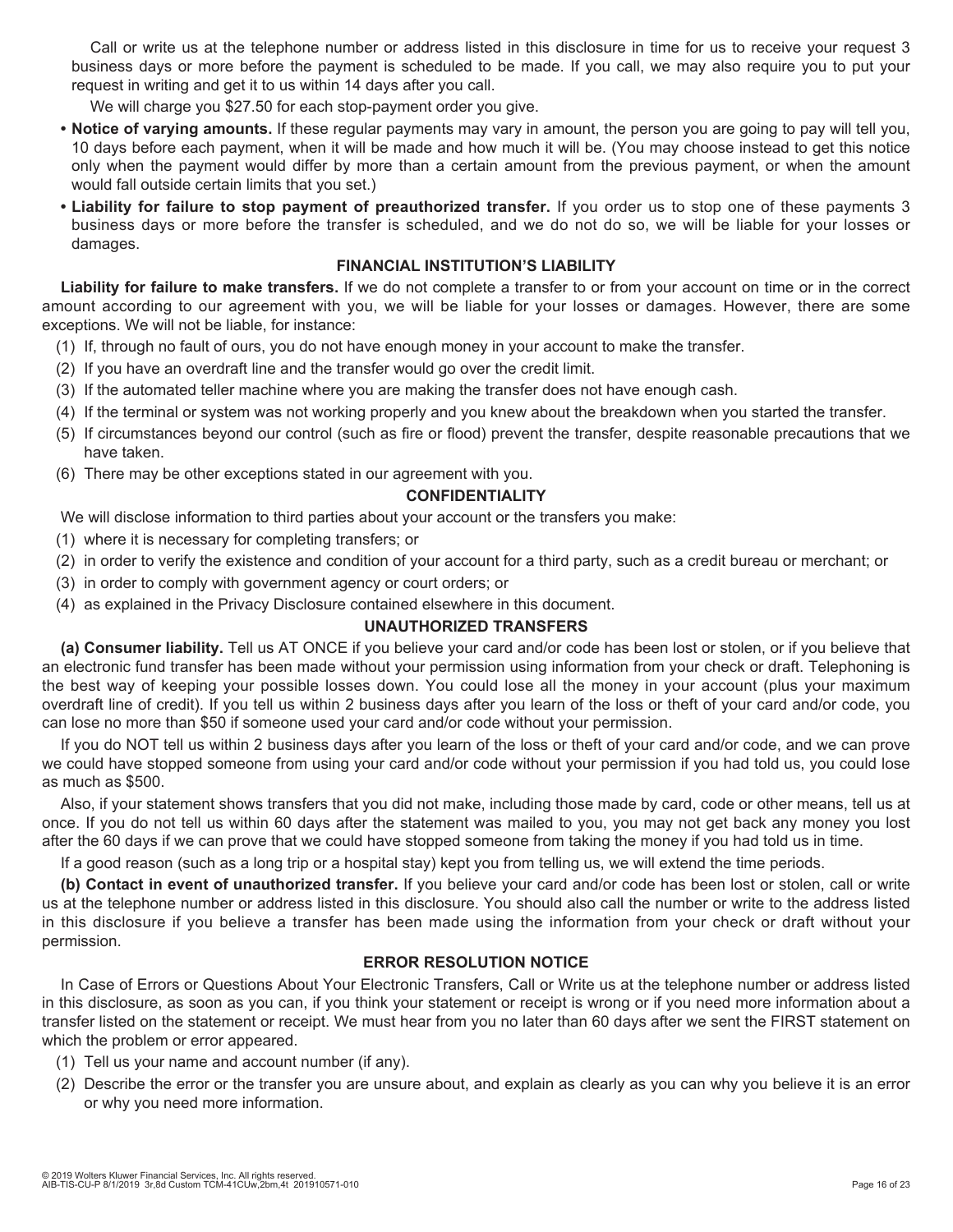Call or write us at the telephone number or address listed in this disclosure in time for us to receive your request 3 business days or more before the payment is scheduled to be made. If you call, we may also require you to put your request in writing and get it to us within 14 days after you call.

We will charge you $27.50 for each stop-payment order you give.

- **Notice of varying amounts.** If these regular payments may vary in amount, the person you are going to pay will tell you, 10 days before each payment, when it will be made and how much it will be. (You may choose instead to get this notice only when the payment would differ by more than a certain amount from the previous payment, or when the amount would fall outside certain limits that you set.)
- **Liability for failure to stop payment of preauthorized transfer.** If you order us to stop one of these payments 3 business days or more before the transfer is scheduled, and we do not do so, we will be liable for your losses or damages.

### FINANCIAL INSTITUTION'S LIABILITY

**Liability for failure to make transfers.** If we do not complete a transfer to or from your account on time or in the correct amount according to our agreement with you, we will be liable for your losses or damages. However, there are some exceptions. We will not be liable, for instance:

(1) If, through no fault of ours, you do not have enough money in your account to make the transfer.

(2) If you have an overdraft line and the transfer would go over the credit limit.

(3) If the automated teller machine where you are making the transfer does not have enough cash.

(4) If the terminal or system was not working properly and you knew about the breakdown when you started the transfer.

(5) If circumstances beyond our control (such as fire or flood) prevent the transfer, despite reasonable precautions that we have taken.

(6) There may be other exceptions stated in our agreement with you.

### CONFIDENTIALITY

We will disclose information to third parties about your account or the transfers you make:

(1) where it is necessary for completing transfers; or

(2) in order to verify the existence and condition of your account for a third party, such as a credit bureau or merchant; or

(3) in order to comply with government agency or court orders; or

(4) as explained in the Privacy Disclosure contained elsewhere in this document.

### UNAUTHORIZED TRANSFERS

**(a) Consumer liability.** Tell us AT ONCE if you believe your card and/or code has been lost or stolen, or if you believe that an electronic fund transfer has been made without your permission using information from your check or draft. Telephoning is the best way of keeping your possible losses down. You could lose all the money in your account (plus your maximum overdraft line of credit). If you tell us within 2 business days after you learn of the loss or theft of your card and/or code, you can lose no more than $50 if someone used your card and/or code without your permission.

If you do NOT tell us within 2 business days after you learn of the loss or theft of your card and/or code, and we can prove we could have stopped someone from using your card and/or code without your permission if you had told us, you could lose as much as $500.

Also, if your statement shows transfers that you did not make, including those made by card, code or other means, tell us at once. If you do not tell us within 60 days after the statement was mailed to you, you may not get back any money you lost after the 60 days if we can prove that we could have stopped someone from taking the money if you had told us in time.

If a good reason (such as a long trip or a hospital stay) kept you from telling us, we will extend the time periods.

**(b) Contact in event of unauthorized transfer.** If you believe your card and/or code has been lost or stolen, call or write us at the telephone number or address listed in this disclosure. You should also call the number or write to the address listed in this disclosure if you believe a transfer has been made using the information from your check or draft without your permission.

### ERROR RESOLUTION NOTICE

In Case of Errors or Questions About Your Electronic Transfers, Call or Write us at the telephone number or address listed in this disclosure, as soon as you can, if you think your statement or receipt is wrong or if you need more information about a transfer listed on the statement or receipt. We must hear from you no later than 60 days after we sent the FIRST statement on which the problem or error appeared.

(1) Tell us your name and account number (if any).

(2) Describe the error or the transfer you are unsure about, and explain as clearly as you can why you believe it is an error or why you need more information.

© 2019 Wolters Kluwer Financial Services, Inc. All rights reserved.
AIB-TIS-CU-P 8/1/2019 3r,8d Custom TCM-41CUw,2bm,4t 201910571-010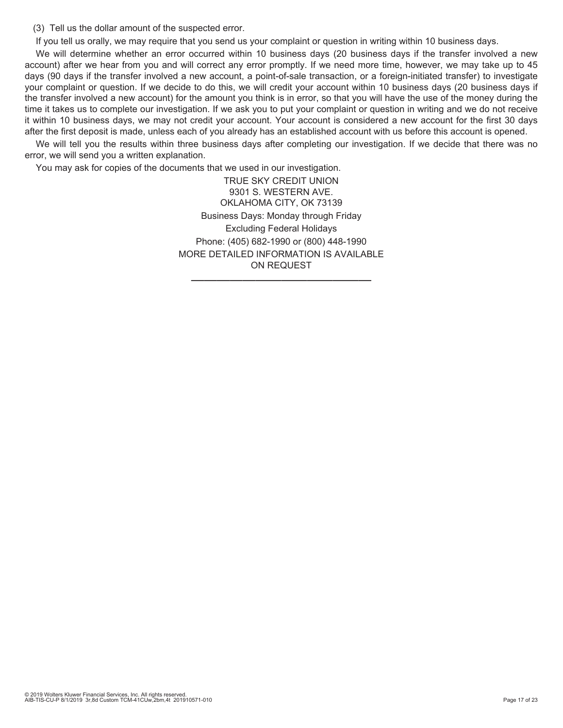(3) Tell us the dollar amount of the suspected error.

If you tell us orally, we may require that you send us your complaint or question in writing within 10 business days.

We will determine whether an error occurred within 10 business days (20 business days if the transfer involved a new account) after we hear from you and will correct any error promptly. If we need more time, however, we may take up to 45 days (90 days if the transfer involved a new account, a point-of-sale transaction, or a foreign-initiated transfer) to investigate your complaint or question. If we decide to do this, we will credit your account within 10 business days (20 business days if the transfer involved a new account) for the amount you think is in error, so that you will have the use of the money during the time it takes us to complete our investigation. If we ask you to put your complaint or question in writing and we do not receive it within 10 business days, we may not credit your account. Your account is considered a new account for the first 30 days after the first deposit is made, unless each of you already has an established account with us before this account is opened.

We will tell you the results within three business days after completing our investigation. If we decide that there was no error, we will send you a written explanation.

You may ask for copies of the documents that we used in our investigation.

TRUE SKY CREDIT UNION
9301 S. WESTERN AVE.
OKLAHOMA CITY, OK 73139
Business Days: Monday through Friday
Excluding Federal Holidays
Phone: (405) 682-1990 or (800) 448-1990
MORE DETAILED INFORMATION IS AVAILABLE ON REQUEST

---

© 2019 Wolters Kluwer Financial Services, Inc. All rights reserved.
AIB-TIS-CU-P 8/1/2019 3r,8d Custom TCM-41CUw,2bm,4t 201910571-010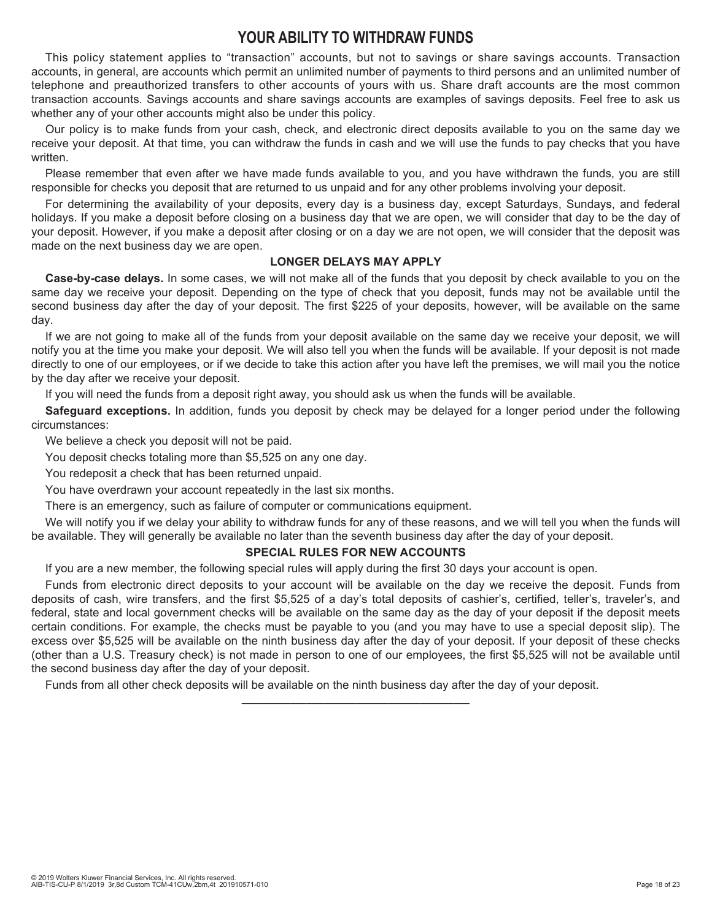# YOUR ABILITY TO WITHDRAW FUNDS

This policy statement applies to "transaction" accounts, but not to savings or share savings accounts. Transaction accounts, in general, are accounts which permit an unlimited number of payments to third persons and an unlimited number of telephone and preauthorized transfers to other accounts of yours with us. Share draft accounts are the most common transaction accounts. Savings accounts and share savings accounts are examples of savings deposits. Feel free to ask us whether any of your other accounts might also be under this policy.

Our policy is to make funds from your cash, check, and electronic direct deposits available to you on the same day we receive your deposit. At that time, you can withdraw the funds in cash and we will use the funds to pay checks that you have written.

Please remember that even after we have made funds available to you, and you have withdrawn the funds, you are still responsible for checks you deposit that are returned to us unpaid and for any other problems involving your deposit.

For determining the availability of your deposits, every day is a business day, except Saturdays, Sundays, and federal holidays. If you make a deposit before closing on a business day that we are open, we will consider that day to be the day of your deposit. However, if you make a deposit after closing or on a day we are not open, we will consider that the deposit was made on the next business day we are open.

### LONGER DELAYS MAY APPLY

**Case-by-case delays.** In some cases, we will not make all of the funds that you deposit by check available to you on the same day we receive your deposit. Depending on the type of check that you deposit, funds may not be available until the second business day after the day of your deposit. The first $225 of your deposits, however, will be available on the same day.

If we are not going to make all of the funds from your deposit available on the same day we receive your deposit, we will notify you at the time you make your deposit. We will also tell you when the funds will be available. If your deposit is not made directly to one of our employees, or if we decide to take this action after you have left the premises, we will mail you the notice by the day after we receive your deposit.

If you will need the funds from a deposit right away, you should ask us when the funds will be available.

**Safeguard exceptions.** In addition, funds you deposit by check may be delayed for a longer period under the following circumstances:

We believe a check you deposit will not be paid.

You deposit checks totaling more than $5,525 on any one day.

You redeposit a check that has been returned unpaid.

You have overdrawn your account repeatedly in the last six months.

There is an emergency, such as failure of computer or communications equipment.

We will notify you if we delay your ability to withdraw funds for any of these reasons, and we will tell you when the funds will be available. They will generally be available no later than the seventh business day after the day of your deposit.

### SPECIAL RULES FOR NEW ACCOUNTS

If you are a new member, the following special rules will apply during the first 30 days your account is open.

Funds from electronic direct deposits to your account will be available on the day we receive the deposit. Funds from deposits of cash, wire transfers, and the first $5,525 of a day's total deposits of cashier's, certified, teller's, traveler's, and federal, state and local government checks will be available on the same day as the day of your deposit if the deposit meets certain conditions. For example, the checks must be payable to you (and you may have to use a special deposit slip). The excess over $5,525 will be available on the ninth business day after the day of your deposit. If your deposit of these checks (other than a U.S. Treasury check) is not made in person to one of our employees, the first $5,525 will not be available until the second business day after the day of your deposit.

Funds from all other check deposits will be available on the ninth business day after the day of your deposit.

---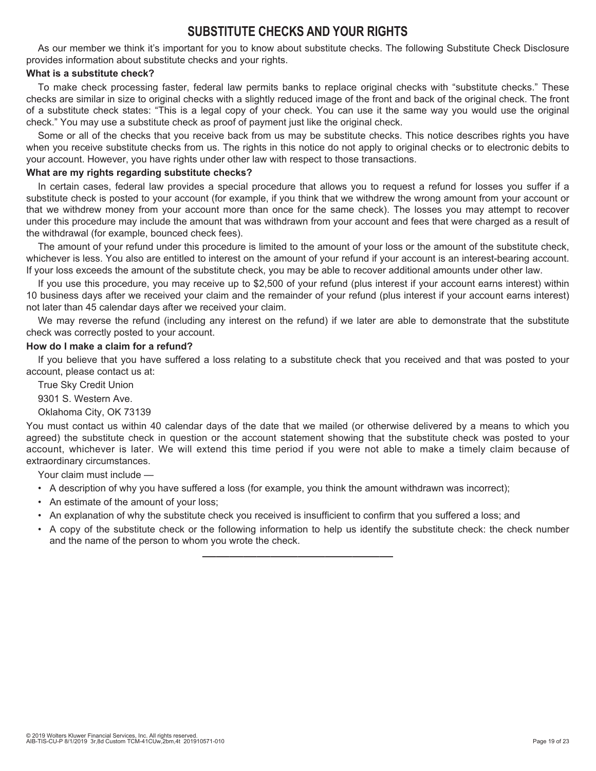# SUBSTITUTE CHECKS AND YOUR RIGHTS

As our member we think it's important for you to know about substitute checks. The following Substitute Check Disclosure provides information about substitute checks and your rights.

**What is a substitute check?**

To make check processing faster, federal law permits banks to replace original checks with "substitute checks." These checks are similar in size to original checks with a slightly reduced image of the front and back of the original check. The front of a substitute check states: "This is a legal copy of your check. You can use it the same way you would use the original check." You may use a substitute check as proof of payment just like the original check.

Some or all of the checks that you receive back from us may be substitute checks. This notice describes rights you have when you receive substitute checks from us. The rights in this notice do not apply to original checks or to electronic debits to your account. However, you have rights under other law with respect to those transactions.

**What are my rights regarding substitute checks?**

In certain cases, federal law provides a special procedure that allows you to request a refund for losses you suffer if a substitute check is posted to your account (for example, if you think that we withdrew the wrong amount from your account or that we withdrew money from your account more than once for the same check). The losses you may attempt to recover under this procedure may include the amount that was withdrawn from your account and fees that were charged as a result of the withdrawal (for example, bounced check fees).

The amount of your refund under this procedure is limited to the amount of your loss or the amount of the substitute check, whichever is less. You also are entitled to interest on the amount of your refund if your account is an interest-bearing account. If your loss exceeds the amount of the substitute check, you may be able to recover additional amounts under other law.

If you use this procedure, you may receive up to $2,500 of your refund (plus interest if your account earns interest) within 10 business days after we received your claim and the remainder of your refund (plus interest if your account earns interest) not later than 45 calendar days after we received your claim.

We may reverse the refund (including any interest on the refund) if we later are able to demonstrate that the substitute check was correctly posted to your account.

**How do I make a claim for a refund?**

If you believe that you have suffered a loss relating to a substitute check that you received and that was posted to your account, please contact us at:

True Sky Credit Union

9301 S. Western Ave.

Oklahoma City, OK 73139

You must contact us within 40 calendar days of the date that we mailed (or otherwise delivered by a means to which you agreed) the substitute check in question or the account statement showing that the substitute check was posted to your account, whichever is later. We will extend this time period if you were not able to make a timely claim because of extraordinary circumstances.

Your claim must include —

- A description of why you have suffered a loss (for example, you think the amount withdrawn was incorrect);
- An estimate of the amount of your loss;
- An explanation of why the substitute check you received is insufficient to confirm that you suffered a loss; and
- A copy of the substitute check or the following information to help us identify the substitute check: the check number and the name of the person to whom you wrote the check.

© 2019 Wolters Kluwer Financial Services, Inc. All rights reserved.
AIB-TIS-CU-P 8/1/2019 3r,8d Custom TCM-41CUw,2bm,4t 201910571-010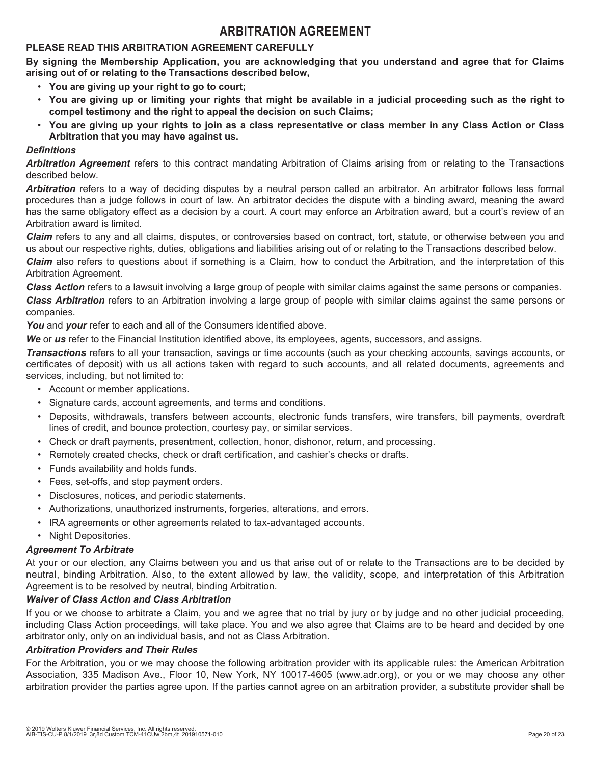# ARBITRATION AGREEMENT

**PLEASE READ THIS ARBITRATION AGREEMENT CAREFULLY**

**By signing the Membership Application, you are acknowledging that you understand and agree that for Claims arising out of or relating to the Transactions described below,**

- **You are giving up your right to go to court;**
- **You are giving up or limiting your rights that might be available in a judicial proceeding such as the right to compel testimony and the right to appeal the decision on such Claims;**
- **You are giving up your rights to join as a class representative or class member in any Class Action or Class Arbitration that you may have against us.**

***Definitions***

***Arbitration Agreement*** refers to this contract mandating Arbitration of Claims arising from or relating to the Transactions described below.

***Arbitration*** refers to a way of deciding disputes by a neutral person called an arbitrator. An arbitrator follows less formal procedures than a judge follows in court of law. An arbitrator decides the dispute with a binding award, meaning the award has the same obligatory effect as a decision by a court. A court may enforce an Arbitration award, but a court's review of an Arbitration award is limited.

***Claim*** refers to any and all claims, disputes, or controversies based on contract, tort, statute, or otherwise between you and us about our respective rights, duties, obligations and liabilities arising out of or relating to the Transactions described below.

***Claim*** also refers to questions about if something is a Claim, how to conduct the Arbitration, and the interpretation of this Arbitration Agreement.

***Class Action*** refers to a lawsuit involving a large group of people with similar claims against the same persons or companies.

***Class Arbitration*** refers to an Arbitration involving a large group of people with similar claims against the same persons or companies.

***You*** and ***your*** refer to each and all of the Consumers identified above.

***We*** or ***us*** refer to the Financial Institution identified above, its employees, agents, successors, and assigns.

***Transactions*** refers to all your transaction, savings or time accounts (such as your checking accounts, savings accounts, or certificates of deposit) with us all actions taken with regard to such accounts, and all related documents, agreements and services, including, but not limited to:

- Account or member applications.
- Signature cards, account agreements, and terms and conditions.
- Deposits, withdrawals, transfers between accounts, electronic funds transfers, wire transfers, bill payments, overdraft lines of credit, and bounce protection, courtesy pay, or similar services.
- Check or draft payments, presentment, collection, honor, dishonor, return, and processing.
- Remotely created checks, check or draft certification, and cashier's checks or drafts.
- Funds availability and holds funds.
- Fees, set-offs, and stop payment orders.
- Disclosures, notices, and periodic statements.
- Authorizations, unauthorized instruments, forgeries, alterations, and errors.
- IRA agreements or other agreements related to tax-advantaged accounts.
- Night Depositories.

***Agreement To Arbitrate***

At your or our election, any Claims between you and us that arise out of or relate to the Transactions are to be decided by neutral, binding Arbitration. Also, to the extent allowed by law, the validity, scope, and interpretation of this Arbitration Agreement is to be resolved by neutral, binding Arbitration.

***Waiver of Class Action and Class Arbitration***

If you or we choose to arbitrate a Claim, you and we agree that no trial by jury or by judge and no other judicial proceeding, including Class Action proceedings, will take place. You and we also agree that Claims are to be heard and decided by one arbitrator only, only on an individual basis, and not as Class Arbitration.

***Arbitration Providers and Their Rules***

For the Arbitration, you or we may choose the following arbitration provider with its applicable rules: the American Arbitration Association, 335 Madison Ave., Floor 10, New York, NY 10017-4605 (www.adr.org), or you or we may choose any other arbitration provider the parties agree upon. If the parties cannot agree on an arbitration provider, a substitute provider shall be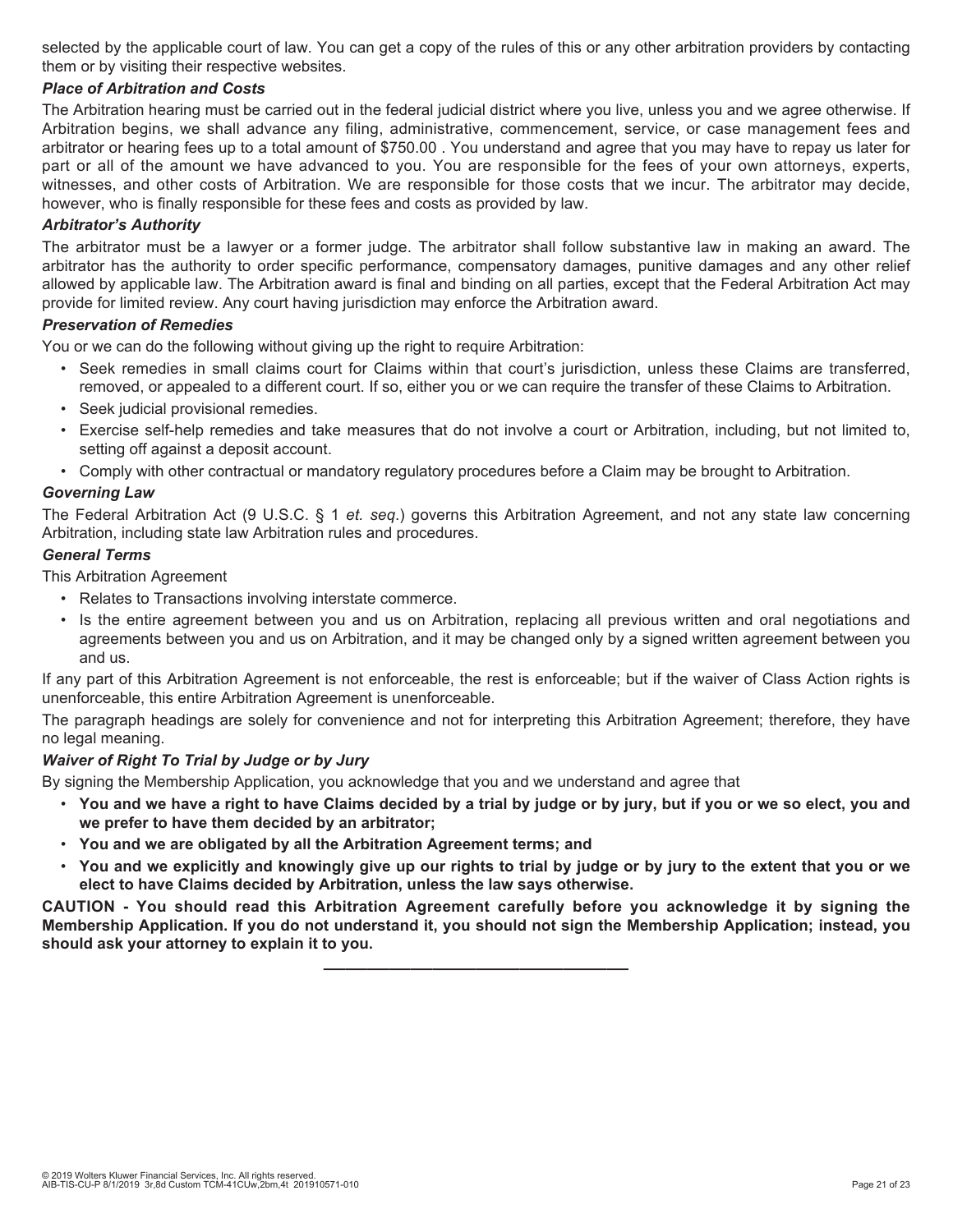selected by the applicable court of law. You can get a copy of the rules of this or any other arbitration providers by contacting them or by visiting their respective websites.

***Place of Arbitration and Costs***

The Arbitration hearing must be carried out in the federal judicial district where you live, unless you and we agree otherwise. If Arbitration begins, we shall advance any filing, administrative, commencement, service, or case management fees and arbitrator or hearing fees up to a total amount of $750.00 . You understand and agree that you may have to repay us later for part or all of the amount we have advanced to you. You are responsible for the fees of your own attorneys, experts, witnesses, and other costs of Arbitration. We are responsible for those costs that we incur. The arbitrator may decide, however, who is finally responsible for these fees and costs as provided by law.

***Arbitrator's Authority***

The arbitrator must be a lawyer or a former judge. The arbitrator shall follow substantive law in making an award. The arbitrator has the authority to order specific performance, compensatory damages, punitive damages and any other relief allowed by applicable law. The Arbitration award is final and binding on all parties, except that the Federal Arbitration Act may provide for limited review. Any court having jurisdiction may enforce the Arbitration award.

***Preservation of Remedies***

You or we can do the following without giving up the right to require Arbitration:

- Seek remedies in small claims court for Claims within that court's jurisdiction, unless these Claims are transferred, removed, or appealed to a different court. If so, either you or we can require the transfer of these Claims to Arbitration.
- Seek judicial provisional remedies.
- Exercise self-help remedies and take measures that do not involve a court or Arbitration, including, but not limited to, setting off against a deposit account.
- Comply with other contractual or mandatory regulatory procedures before a Claim may be brought to Arbitration.

***Governing Law***

The Federal Arbitration Act (9 U.S.C. § 1 *et. seq*.) governs this Arbitration Agreement, and not any state law concerning Arbitration, including state law Arbitration rules and procedures.

***General Terms***

This Arbitration Agreement

- Relates to Transactions involving interstate commerce.
- Is the entire agreement between you and us on Arbitration, replacing all previous written and oral negotiations and agreements between you and us on Arbitration, and it may be changed only by a signed written agreement between you and us.

If any part of this Arbitration Agreement is not enforceable, the rest is enforceable; but if the waiver of Class Action rights is unenforceable, this entire Arbitration Agreement is unenforceable.

The paragraph headings are solely for convenience and not for interpreting this Arbitration Agreement; therefore, they have no legal meaning.

***Waiver of Right To Trial by Judge or by Jury***

By signing the Membership Application, you acknowledge that you and we understand and agree that

- **You and we have a right to have Claims decided by a trial by judge or by jury, but if you or we so elect, you and we prefer to have them decided by an arbitrator;**
- **You and we are obligated by all the Arbitration Agreement terms; and**
- **You and we explicitly and knowingly give up our rights to trial by judge or by jury to the extent that you or we elect to have Claims decided by Arbitration, unless the law says otherwise.**

**CAUTION - You should read this Arbitration Agreement carefully before you acknowledge it by signing the Membership Application. If you do not understand it, you should not sign the Membership Application; instead, you should ask your attorney to explain it to you.**

---

© 2019 Wolters Kluwer Financial Services, Inc. All rights reserved.
AIB-TIS-CU-P 8/1/2019 3r,8d Custom TCM-41CUw,2bm,4t 201910571-010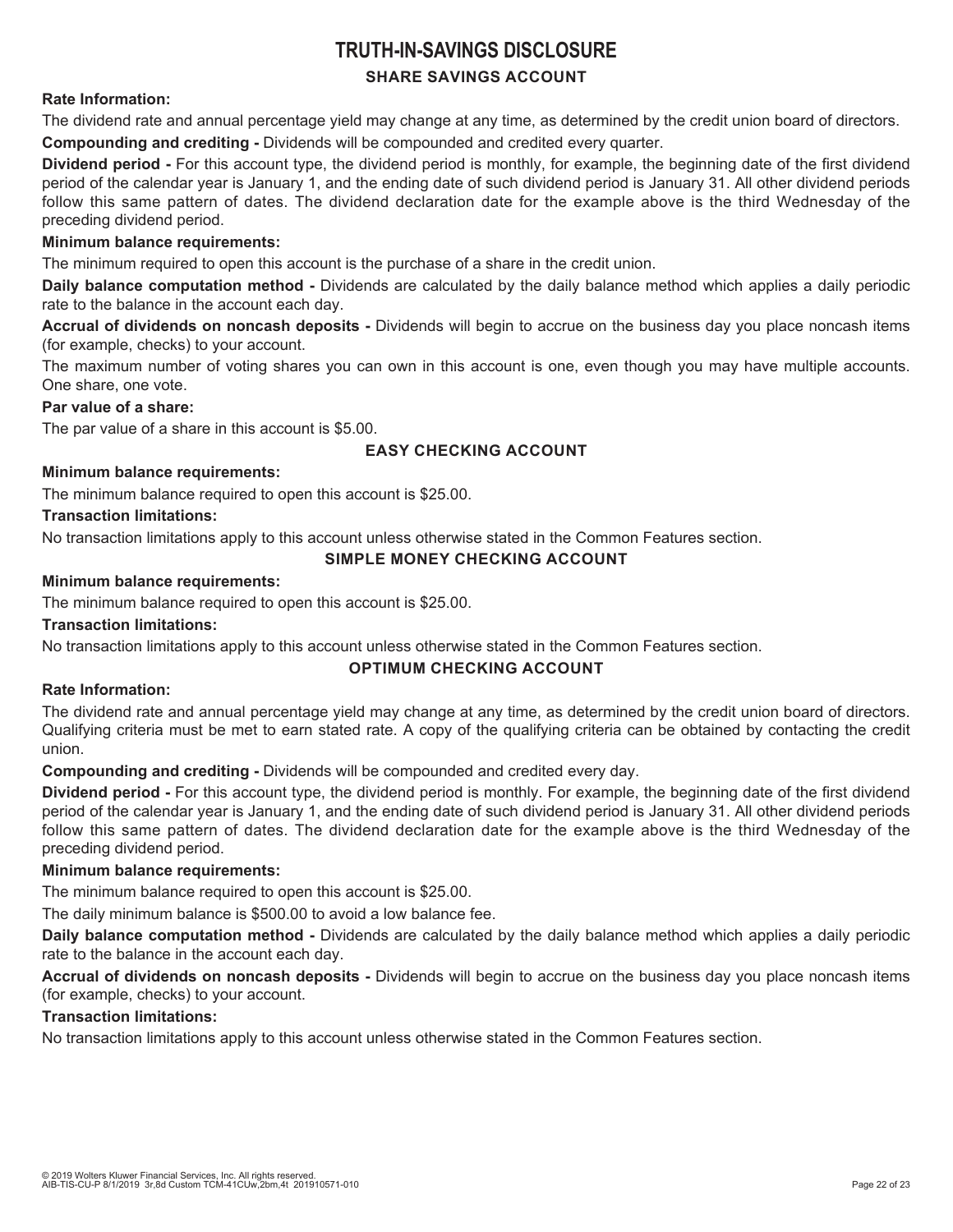# TRUTH-IN-SAVINGS DISCLOSURE

## SHARE SAVINGS ACCOUNT

**Rate Information:**

The dividend rate and annual percentage yield may change at any time, as determined by the credit union board of directors.

**Compounding and crediting -** Dividends will be compounded and credited every quarter.

**Dividend period -** For this account type, the dividend period is monthly, for example, the beginning date of the first dividend period of the calendar year is January 1, and the ending date of such dividend period is January 31. All other dividend periods follow this same pattern of dates. The dividend declaration date for the example above is the third Wednesday of the preceding dividend period.

**Minimum balance requirements:**

The minimum required to open this account is the purchase of a share in the credit union.

**Daily balance computation method -** Dividends are calculated by the daily balance method which applies a daily periodic rate to the balance in the account each day.

**Accrual of dividends on noncash deposits -** Dividends will begin to accrue on the business day you place noncash items (for example, checks) to your account.

The maximum number of voting shares you can own in this account is one, even though you may have multiple accounts. One share, one vote.

**Par value of a share:**

The par value of a share in this account is $5.00.

## EASY CHECKING ACCOUNT

**Minimum balance requirements:**

The minimum balance required to open this account is $25.00.

**Transaction limitations:**

No transaction limitations apply to this account unless otherwise stated in the Common Features section.

## SIMPLE MONEY CHECKING ACCOUNT

**Minimum balance requirements:**

The minimum balance required to open this account is $25.00.

**Transaction limitations:**

No transaction limitations apply to this account unless otherwise stated in the Common Features section.

## OPTIMUM CHECKING ACCOUNT

**Rate Information:**

The dividend rate and annual percentage yield may change at any time, as determined by the credit union board of directors. Qualifying criteria must be met to earn stated rate. A copy of the qualifying criteria can be obtained by contacting the credit union.

**Compounding and crediting -** Dividends will be compounded and credited every day.

**Dividend period -** For this account type, the dividend period is monthly. For example, the beginning date of the first dividend period of the calendar year is January 1, and the ending date of such dividend period is January 31. All other dividend periods follow this same pattern of dates. The dividend declaration date for the example above is the third Wednesday of the preceding dividend period.

**Minimum balance requirements:**

The minimum balance required to open this account is $25.00.

The daily minimum balance is $500.00 to avoid a low balance fee.

**Daily balance computation method -** Dividends are calculated by the daily balance method which applies a daily periodic rate to the balance in the account each day.

**Accrual of dividends on noncash deposits -** Dividends will begin to accrue on the business day you place noncash items (for example, checks) to your account.

**Transaction limitations:**

No transaction limitations apply to this account unless otherwise stated in the Common Features section.

© 2019 Wolters Kluwer Financial Services, Inc. All rights reserved.
AIB-TIS-CU-P 8/1/2019 3r,8d Custom TCM-41CUw,2bm,4t 201910571-010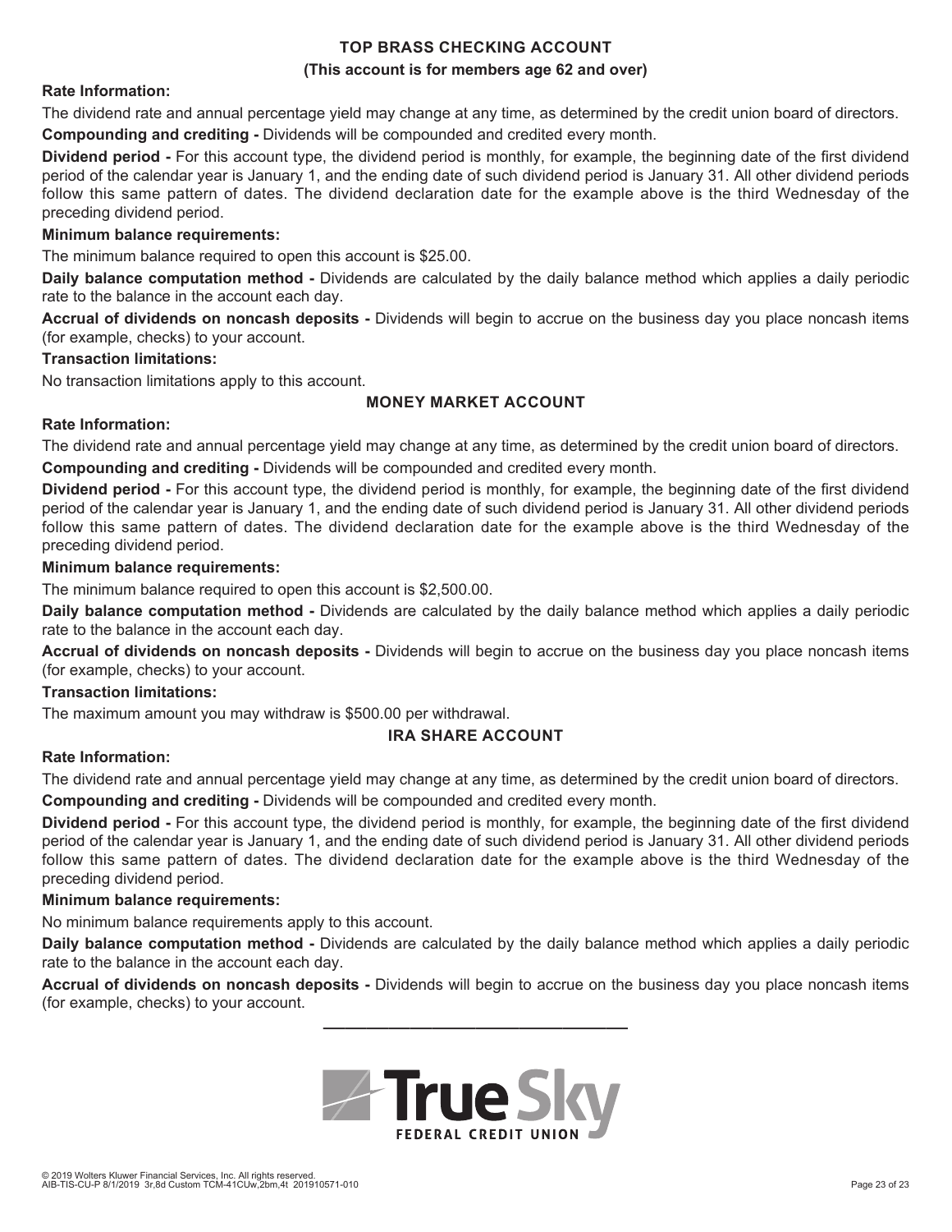## TOP BRASS CHECKING ACCOUNT

**(This account is for members age 62 and over)**

**Rate Information:**

The dividend rate and annual percentage yield may change at any time, as determined by the credit union board of directors.

**Compounding and crediting -** Dividends will be compounded and credited every month.

**Dividend period -** For this account type, the dividend period is monthly, for example, the beginning date of the first dividend period of the calendar year is January 1, and the ending date of such dividend period is January 31. All other dividend periods follow this same pattern of dates. The dividend declaration date for the example above is the third Wednesday of the preceding dividend period.

**Minimum balance requirements:**

The minimum balance required to open this account is $25.00.

**Daily balance computation method -** Dividends are calculated by the daily balance method which applies a daily periodic rate to the balance in the account each day.

**Accrual of dividends on noncash deposits -** Dividends will begin to accrue on the business day you place noncash items (for example, checks) to your account.

**Transaction limitations:**

No transaction limitations apply to this account.

## MONEY MARKET ACCOUNT

**Rate Information:**

The dividend rate and annual percentage yield may change at any time, as determined by the credit union board of directors.

**Compounding and crediting -** Dividends will be compounded and credited every month.

**Dividend period -** For this account type, the dividend period is monthly, for example, the beginning date of the first dividend period of the calendar year is January 1, and the ending date of such dividend period is January 31. All other dividend periods follow this same pattern of dates. The dividend declaration date for the example above is the third Wednesday of the preceding dividend period.

**Minimum balance requirements:**

The minimum balance required to open this account is $2,500.00.

**Daily balance computation method -** Dividends are calculated by the daily balance method which applies a daily periodic rate to the balance in the account each day.

**Accrual of dividends on noncash deposits -** Dividends will begin to accrue on the business day you place noncash items (for example, checks) to your account.

**Transaction limitations:**

The maximum amount you may withdraw is $500.00 per withdrawal.

## IRA SHARE ACCOUNT

**Rate Information:**

The dividend rate and annual percentage yield may change at any time, as determined by the credit union board of directors.

**Compounding and crediting -** Dividends will be compounded and credited every month.

**Dividend period -** For this account type, the dividend period is monthly, for example, the beginning date of the first dividend period of the calendar year is January 1, and the ending date of such dividend period is January 31. All other dividend periods follow this same pattern of dates. The dividend declaration date for the example above is the third Wednesday of the preceding dividend period.

**Minimum balance requirements:**

No minimum balance requirements apply to this account.

**Daily balance computation method -** Dividends are calculated by the daily balance method which applies a daily periodic rate to the balance in the account each day.

**Accrual of dividends on noncash deposits -** Dividends will begin to accrue on the business day you place noncash items (for example, checks) to your account.

---

True Sky FEDERAL CREDIT UNION

© 2019 Wolters Kluwer Financial Services, Inc. All rights reserved.
AIB-TIS-CU-P 8/1/2019 3r,8d Custom TCM-41CUw,2bm,4t 201910571-010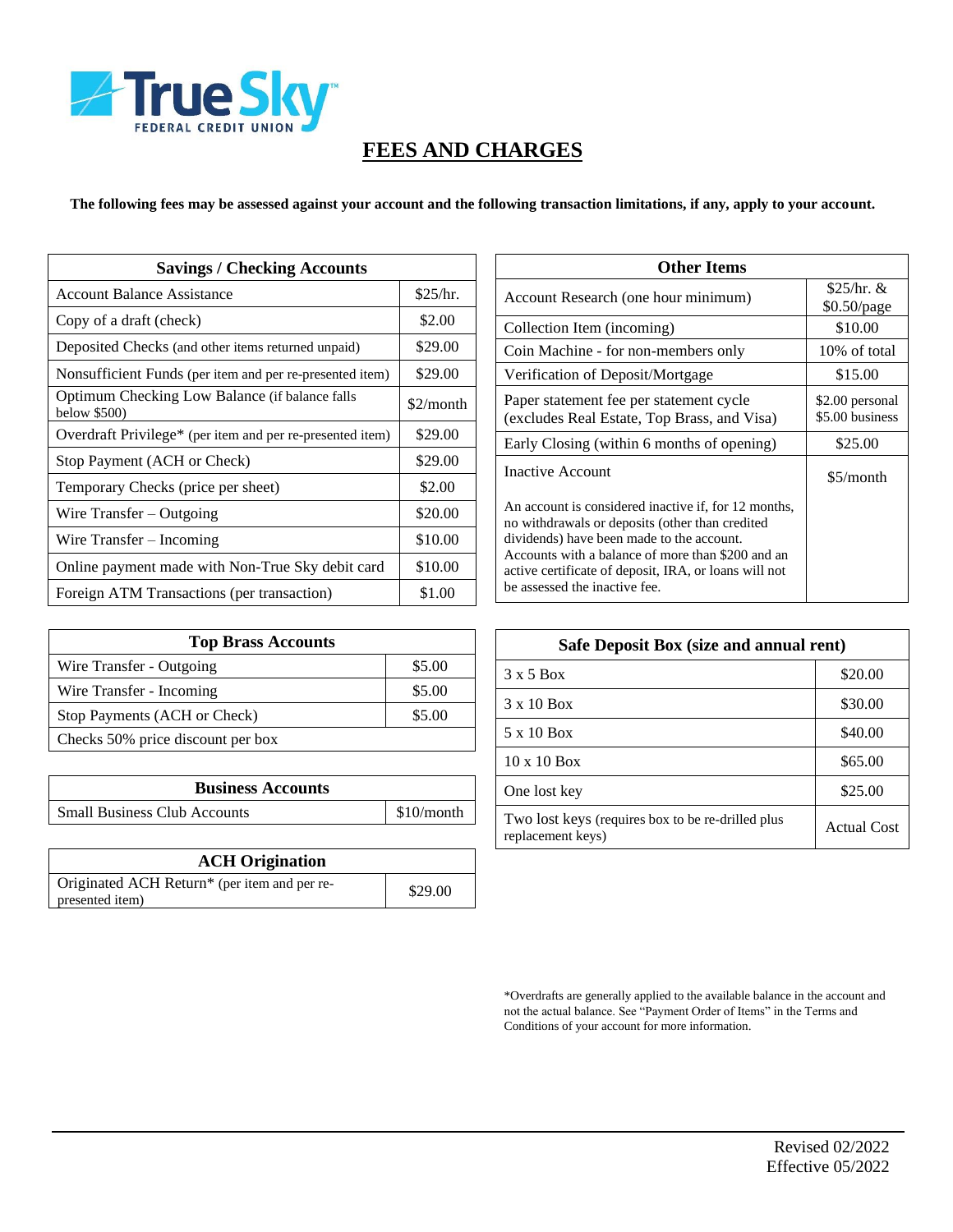True Sky FEDERAL CREDIT UNION

# FEES AND CHARGES

**The following fees may be assessed against your account and the following transaction limitations, if any, apply to your account.**

| Savings / Checking Accounts | |
|---|---|
| Account Balance Assistance | $25/hr. |
| Copy of a draft (check) | $2.00 |
| Deposited Checks (and other items returned unpaid) | $29.00 |
| Nonsufficient Funds (per item and per re-presented item) | $29.00 |
| Optimum Checking Low Balance (if balance falls below $500) | $2/month |
| Overdraft Privilege* (per item and per re-presented item) | $29.00 |
| Stop Payment (ACH or Check) | $29.00 |
| Temporary Checks (price per sheet) | $2.00 |
| Wire Transfer – Outgoing | $20.00 |
| Wire Transfer – Incoming | $10.00 |
| Online payment made with Non-True Sky debit card | $10.00 |
| Foreign ATM Transactions (per transaction) | $1.00 |

| Top Brass Accounts | |
|---|---|
| Wire Transfer - Outgoing | $5.00 |
| Wire Transfer - Incoming | $5.00 |
| Stop Payments (ACH or Check) | $5.00 |
| Checks 50% price discount per box | |

| Business Accounts | |
|---|---|
| Small Business Club Accounts | $10/month |

| ACH Origination | |
|---|---|
| Originated ACH Return* (per item and per re-presented item) | $29.00 |

| Other Items | |
|---|---|
| Account Research (one hour minimum) | $25/hr. & $0.50/page |
| Collection Item (incoming) | $10.00 |
| Coin Machine - for non-members only | 10% of total |
| Verification of Deposit/Mortgage | $15.00 |
| Paper statement fee per statement cycle (excludes Real Estate, Top Brass, and Visa) | $2.00 personal $5.00 business |
| Early Closing (within 6 months of opening) | $25.00 |
| Inactive Account<br><br>An account is considered inactive if, for 12 months, no withdrawals or deposits (other than credited dividends) have been made to the account. Accounts with a balance of more than $200 and an active certificate of deposit, IRA, or loans will not be assessed the inactive fee. | $5/month |

| Safe Deposit Box (size and annual rent) | |
|---|---|
| 3 x 5 Box | $20.00 |
| 3 x 10 Box | $30.00 |
| 5 x 10 Box | $40.00 |
| 10 x 10 Box | $65.00 |
| One lost key | $25.00 |
| Two lost keys (requires box to be re-drilled plus replacement keys) | Actual Cost |

*Overdrafts are generally applied to the available balance in the account and not the actual balance. See "Payment Order of Items" in the Terms and Conditions of your account for more information.

Revised 02/2022
Effective 05/2022